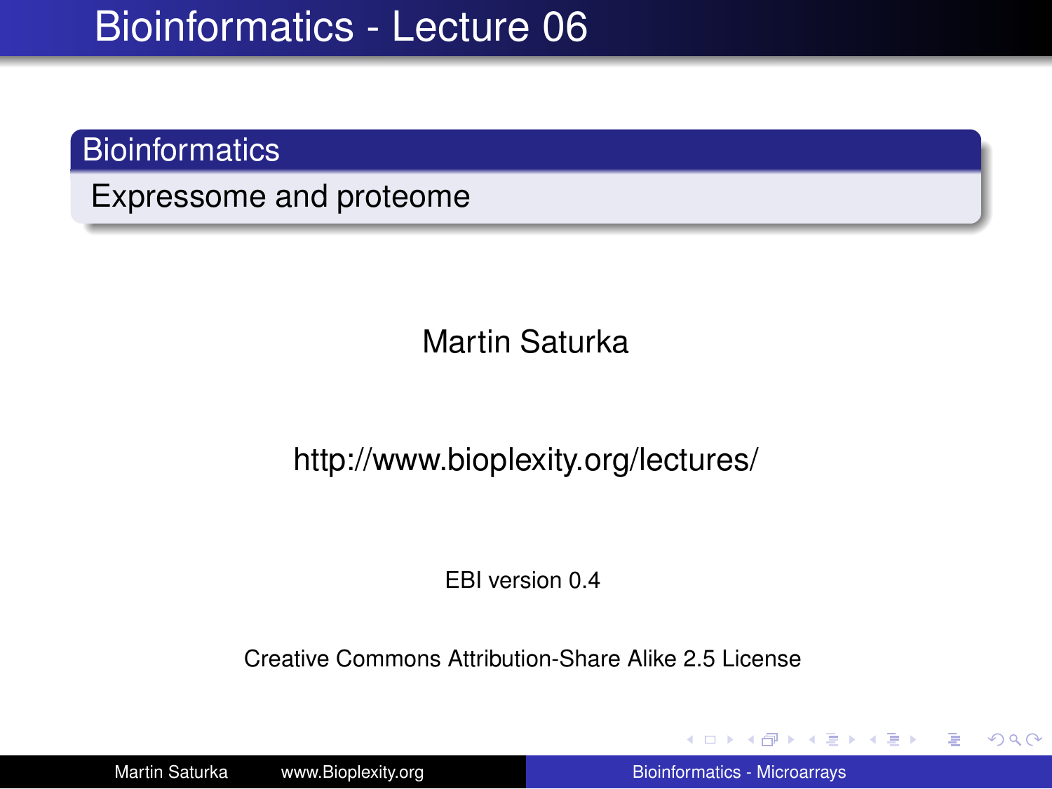# Bioinformatics - Lecture 06

## Bioinformatics

Expressome and proteome

Martin Saturka

http://www.bioplexity.org/lectures/

EBI version 0.4

Creative Commons Attribution-Share Alike 2.5 License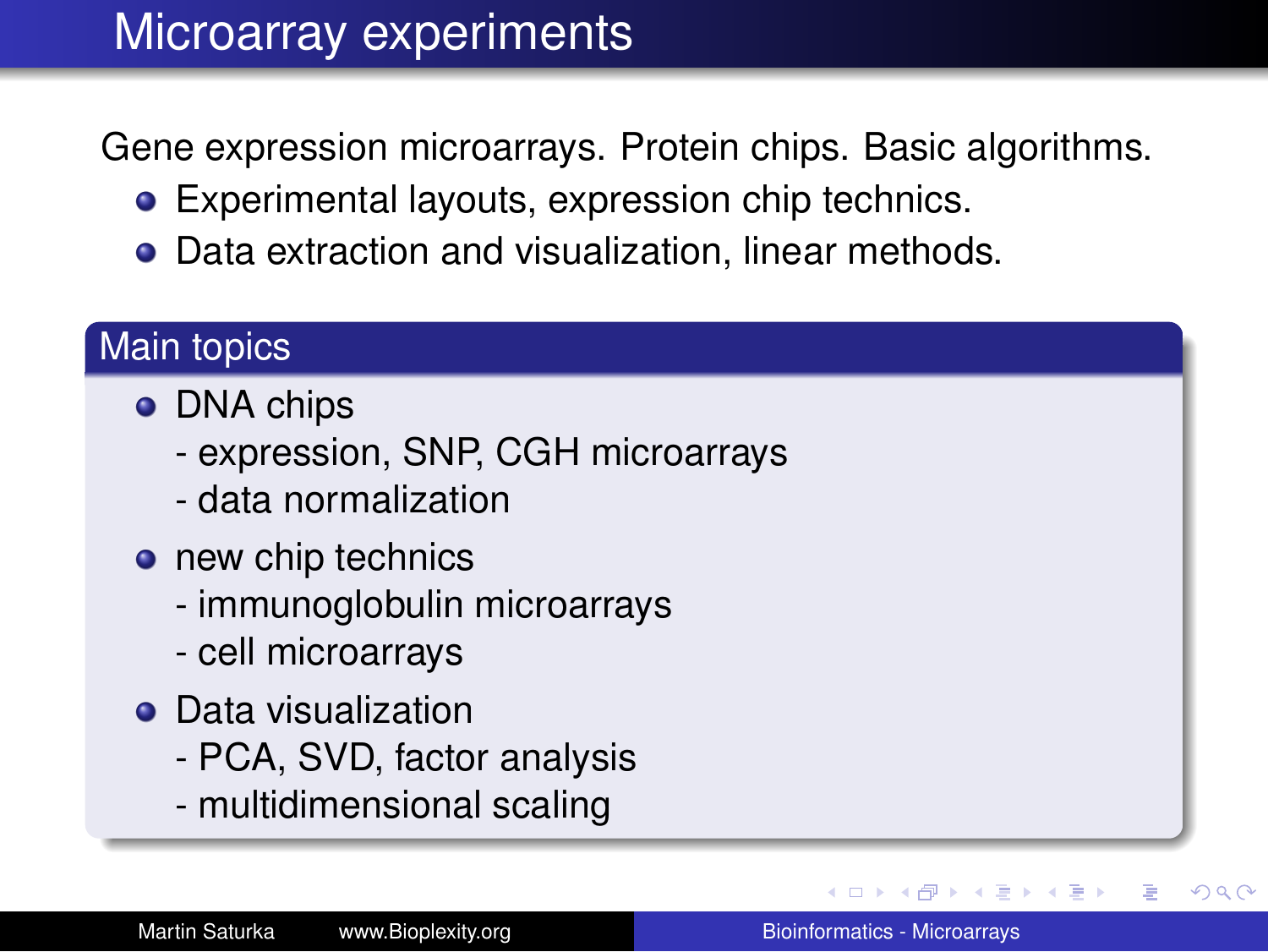# Microarray experiments

Gene expression microarrays. Protein chips. Basic algorithms.

- Experimental layouts, expression chip technics.
- Data extraction and visualization, linear methods.

## Main topics

- DNA chips
  - expression, SNP, CGH microarrays
  - data normalization
- new chip technics
  - immunoglobulin microarrays
  - cell microarrays
- Data visualization
  - PCA, SVD, factor analysis
  - multidimensional scaling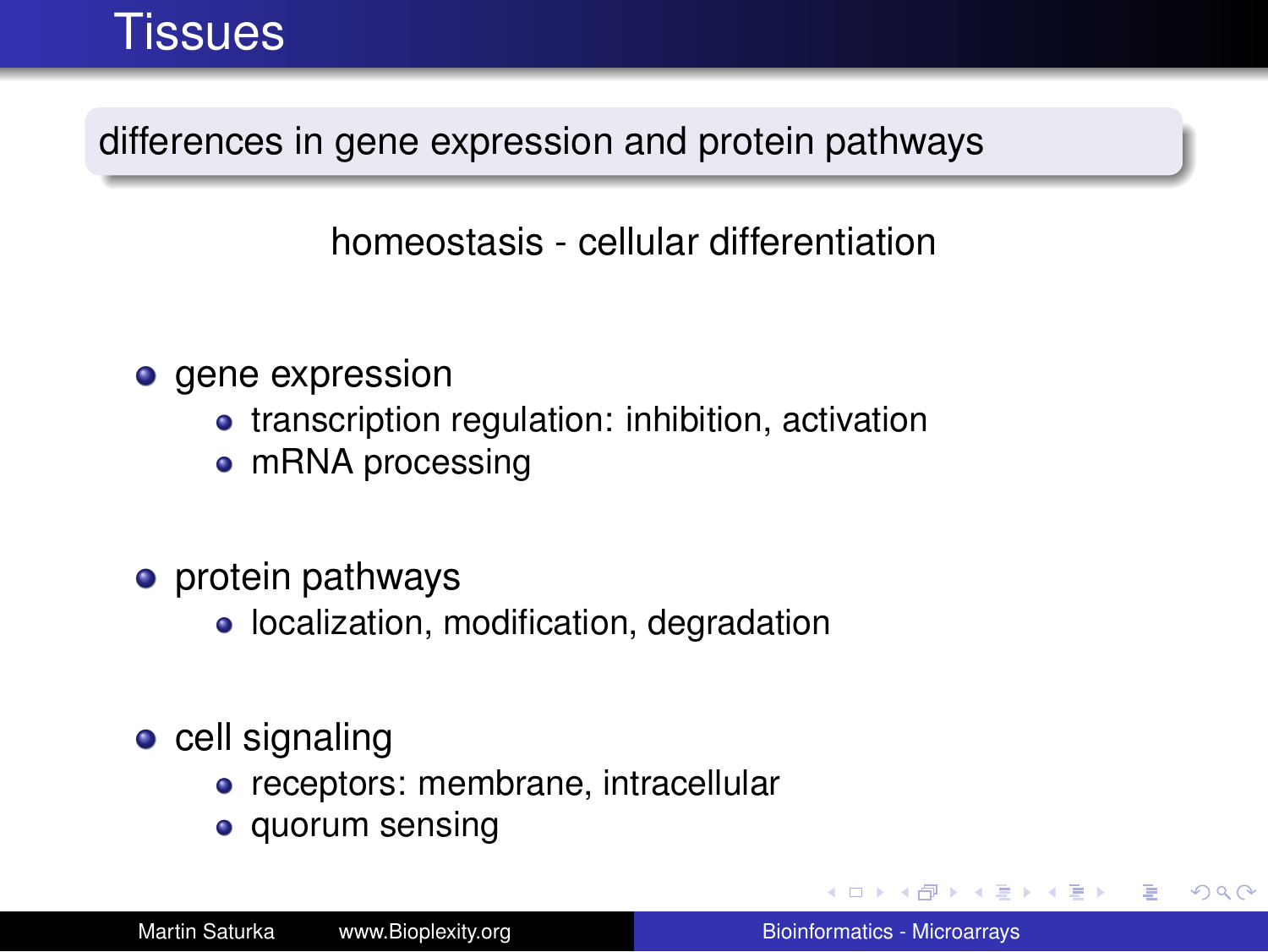# Tissues

**differences in gene expression and protein pathways**

homeostasis - cellular differentiation

- gene expression
  - transcription regulation: inhibition, activation
  - mRNA processing
- protein pathways
  - localization, modification, degradation
- cell signaling
  - receptors: membrane, intracellular
  - quorum sensing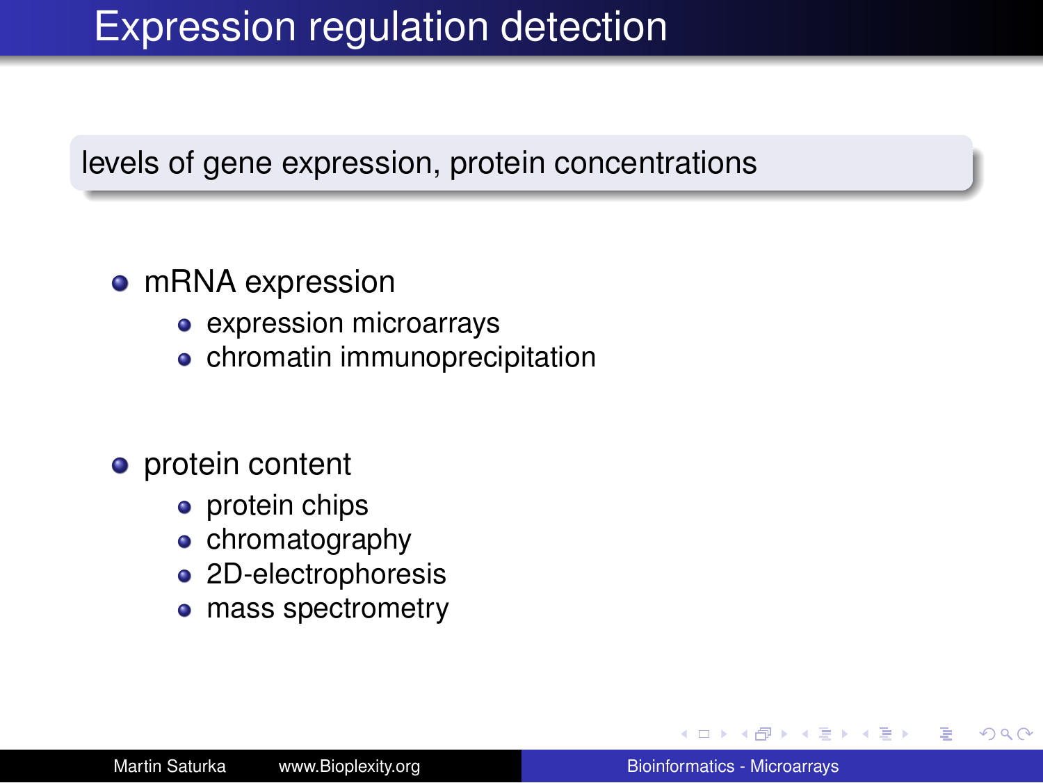# Expression regulation detection

levels of gene expression, protein concentrations

- mRNA expression
  - expression microarrays
  - chromatin immunoprecipitation

- protein content
  - protein chips
  - chromatography
  - 2D-electrophoresis
  - mass spectrometry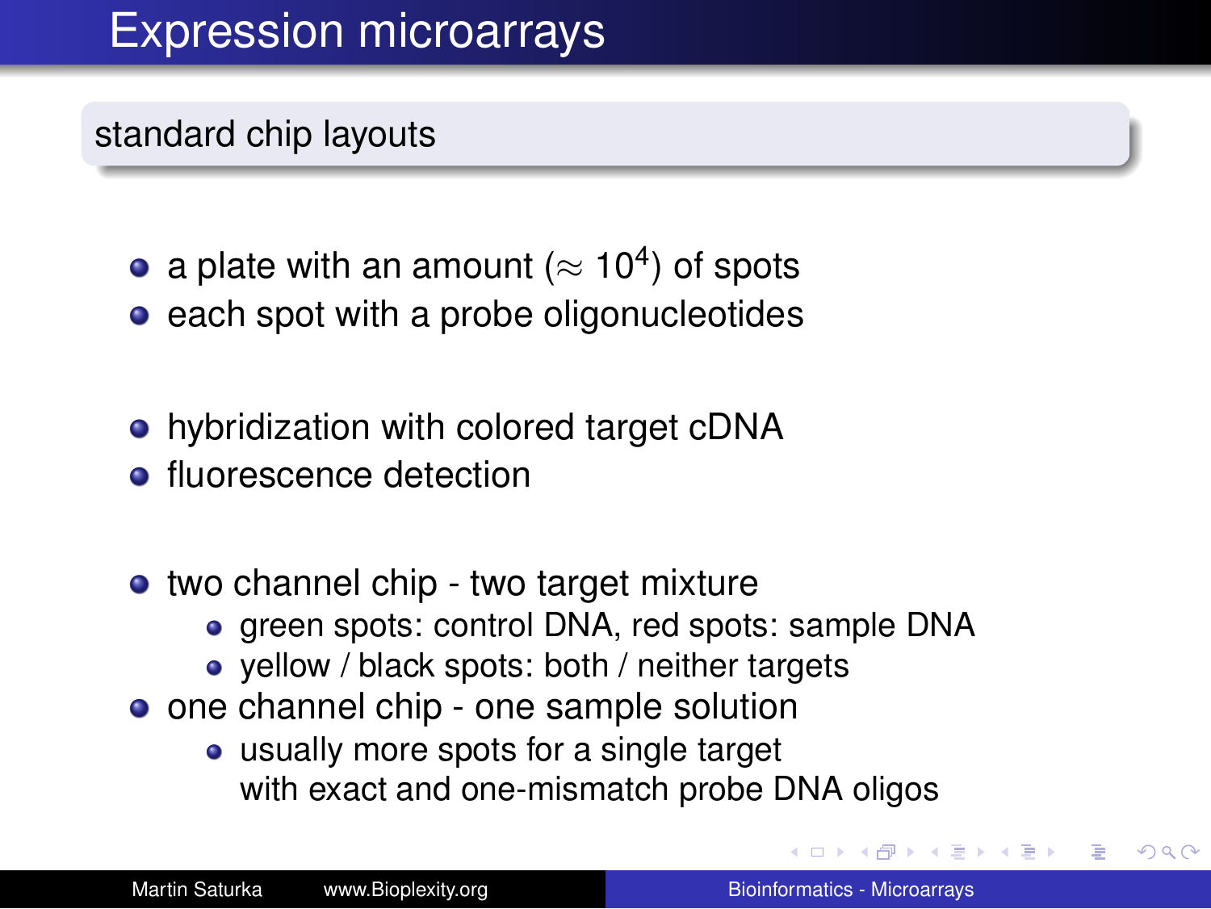# Expression microarrays

## standard chip layouts

- a plate with an amount ($\approx 10^4$) of spots
- each spot with a probe oligonucleotides

- hybridization with colored target cDNA
- fluorescence detection

- two channel chip - two target mixture
  - green spots: control DNA, red spots: sample DNA
  - yellow / black spots: both / neither targets
- one channel chip - one sample solution
  - usually more spots for a single target with exact and one-mismatch probe DNA oligos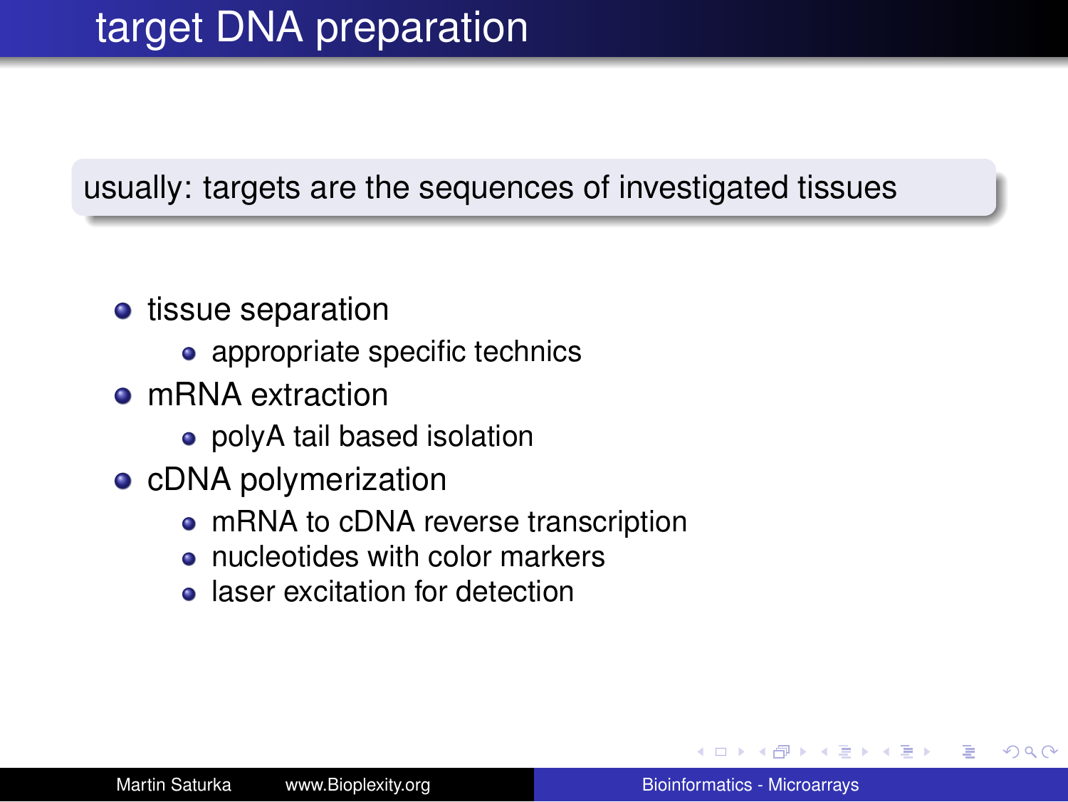# target DNA preparation

usually: targets are the sequences of investigated tissues

- tissue separation
  - appropriate specific technics
- mRNA extraction
  - polyA tail based isolation
- cDNA polymerization
  - mRNA to cDNA reverse transcription
  - nucleotides with color markers
  - laser excitation for detection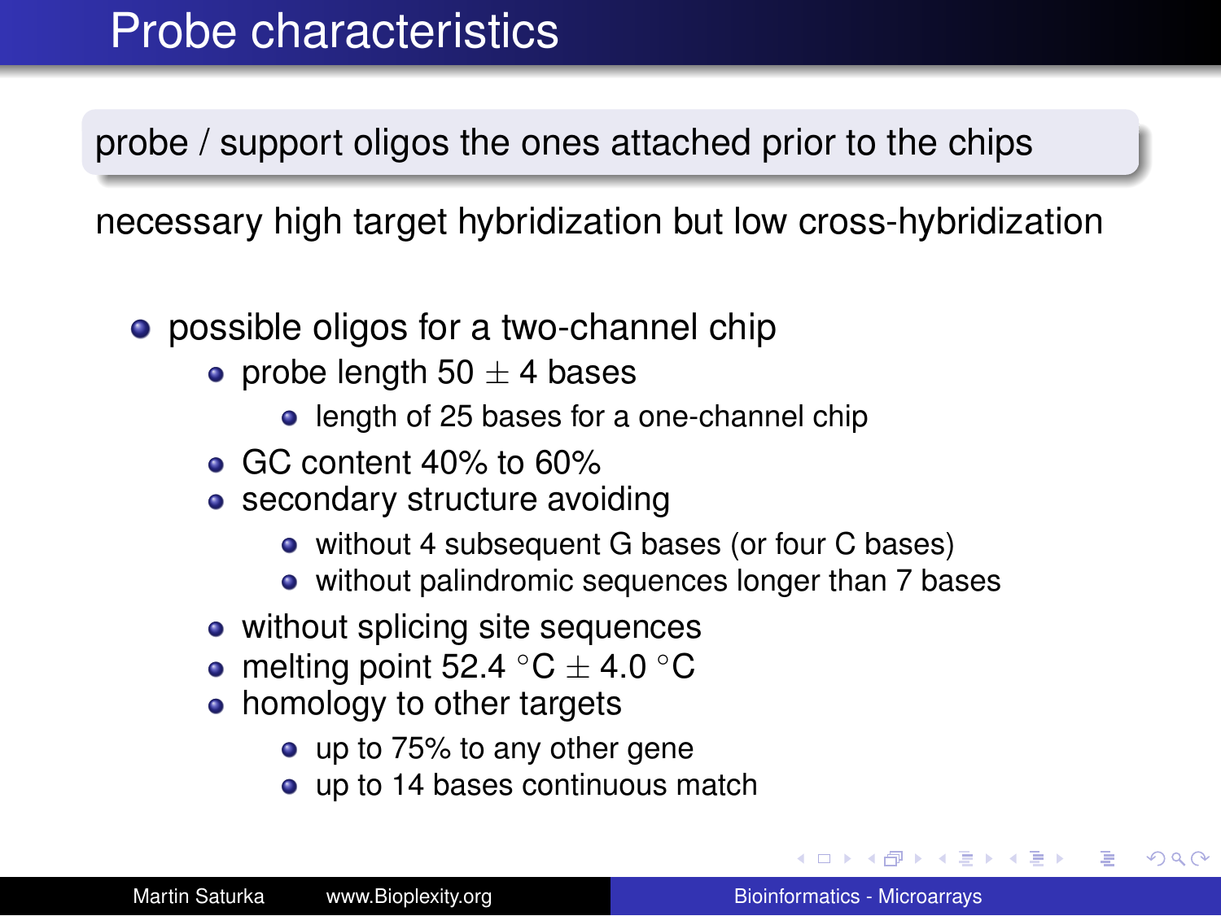# Probe characteristics

probe / support oligos the ones attached prior to the chips

necessary high target hybridization but low cross-hybridization

- possible oligos for a two-channel chip
  - probe length 50 $\pm$ 4 bases
    - length of 25 bases for a one-channel chip
  - GC content 40% to 60%
  - secondary structure avoiding
    - without 4 subsequent G bases (or four C bases)
    - without palindromic sequences longer than 7 bases
  - without splicing site sequences
  - melting point 52.4 °C $\pm$ 4.0 °C
  - homology to other targets
    - up to 75% to any other gene
    - up to 14 bases continuous match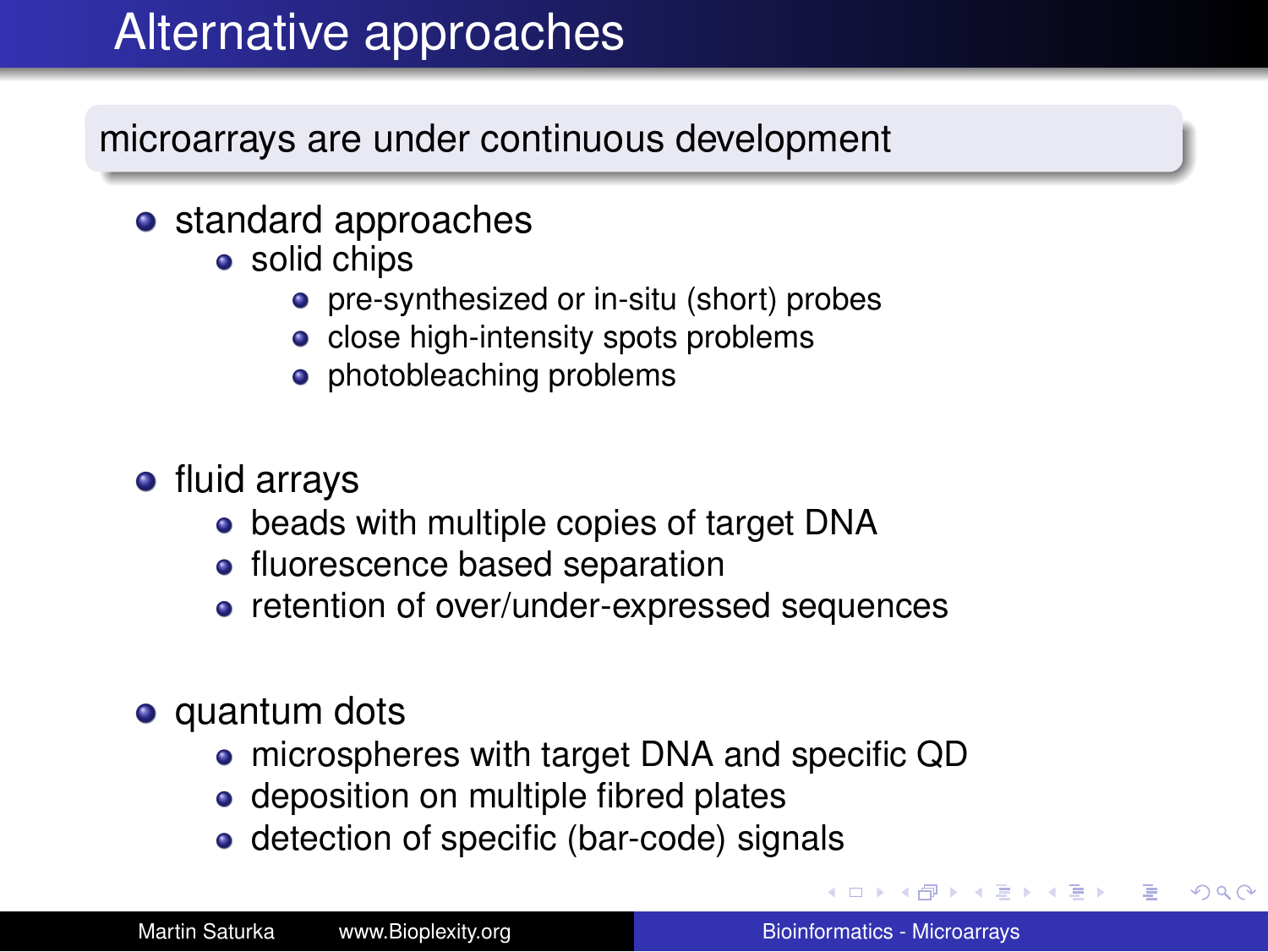# Alternative approaches

**microarrays are under continuous development**

- standard approaches
  - solid chips
    - pre-synthesized or in-situ (short) probes
    - close high-intensity spots problems
    - photobleaching problems
- fluid arrays
  - beads with multiple copies of target DNA
  - fluorescence based separation
  - retention of over/under-expressed sequences
- quantum dots
  - microspheres with target DNA and specific QD
  - deposition on multiple fibred plates
  - detection of specific (bar-code) signals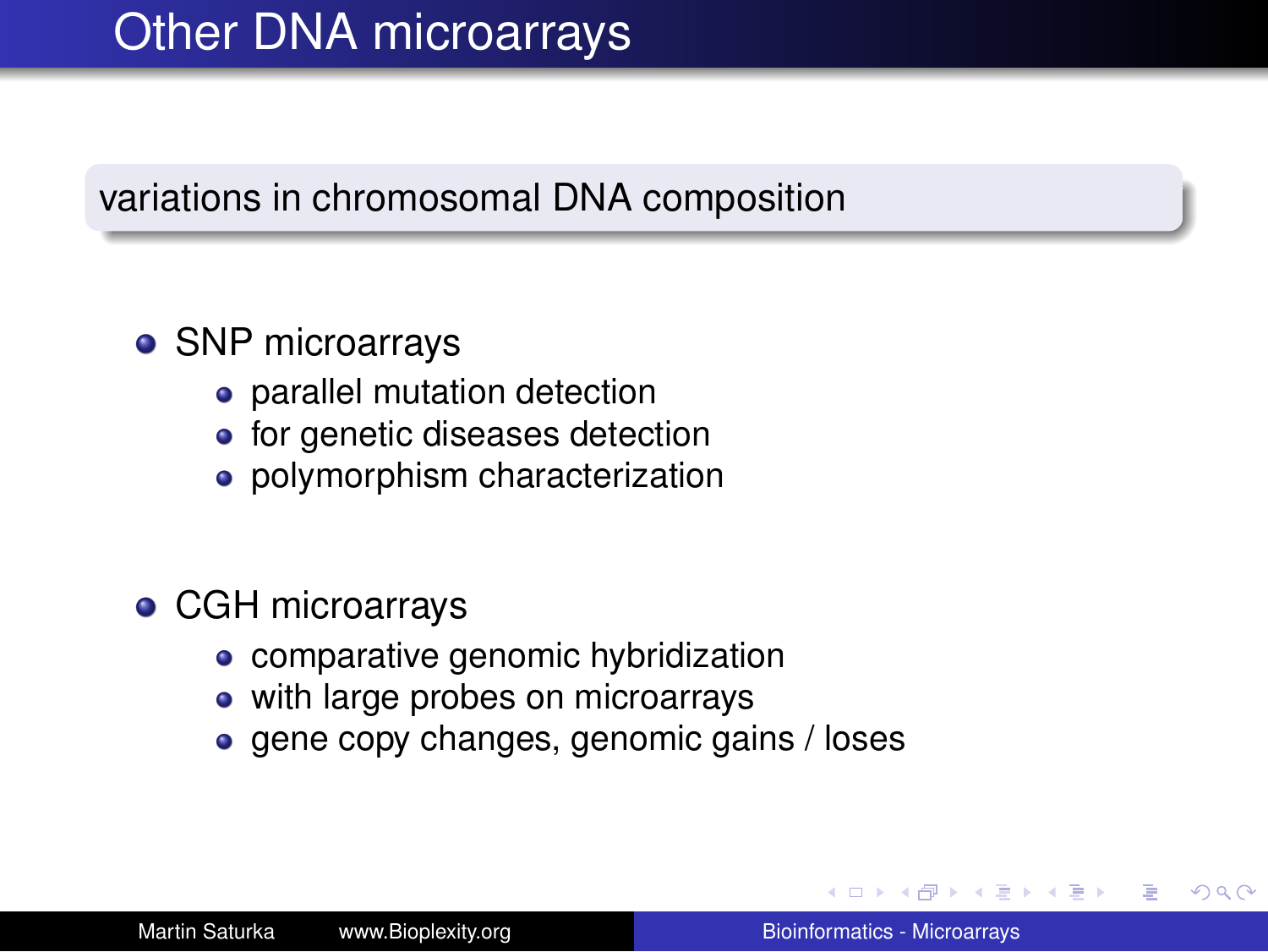# Other DNA microarrays

**variations in chromosomal DNA composition**

- SNP microarrays
  - parallel mutation detection
  - for genetic diseases detection
  - polymorphism characterization
- CGH microarrays
  - comparative genomic hybridization
  - with large probes on microarrays
  - gene copy changes, genomic gains / loses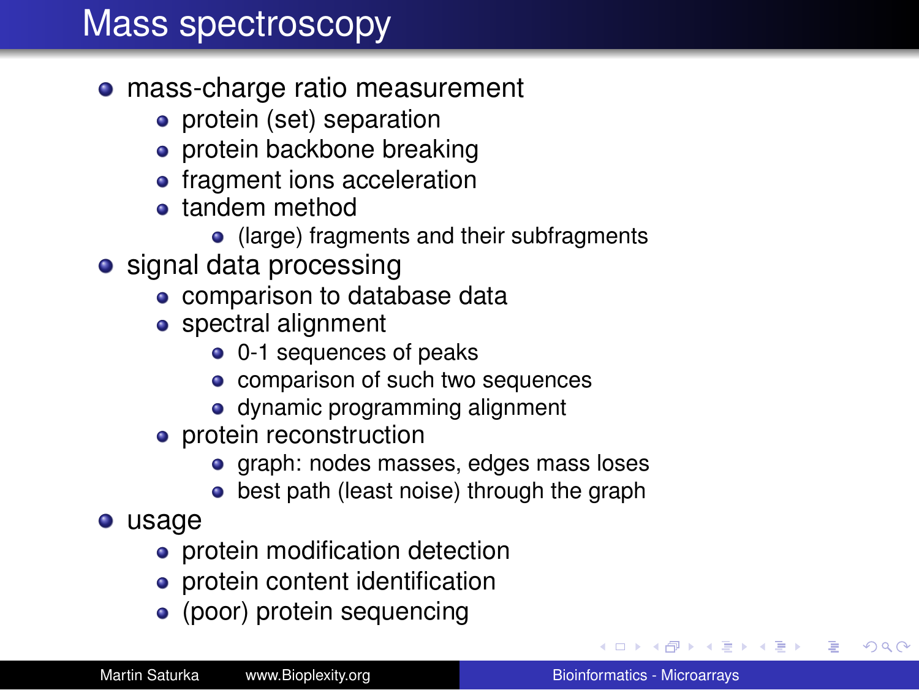# Mass spectroscopy

- mass-charge ratio measurement
  - protein (set) separation
  - protein backbone breaking
  - fragment ions acceleration
  - tandem method
    - (large) fragments and their subfragments
- signal data processing
  - comparison to database data
  - spectral alignment
    - 0-1 sequences of peaks
    - comparison of such two sequences
    - dynamic programming alignment
  - protein reconstruction
    - graph: nodes masses, edges mass loses
    - best path (least noise) through the graph
- usage
  - protein modification detection
  - protein content identification
  - (poor) protein sequencing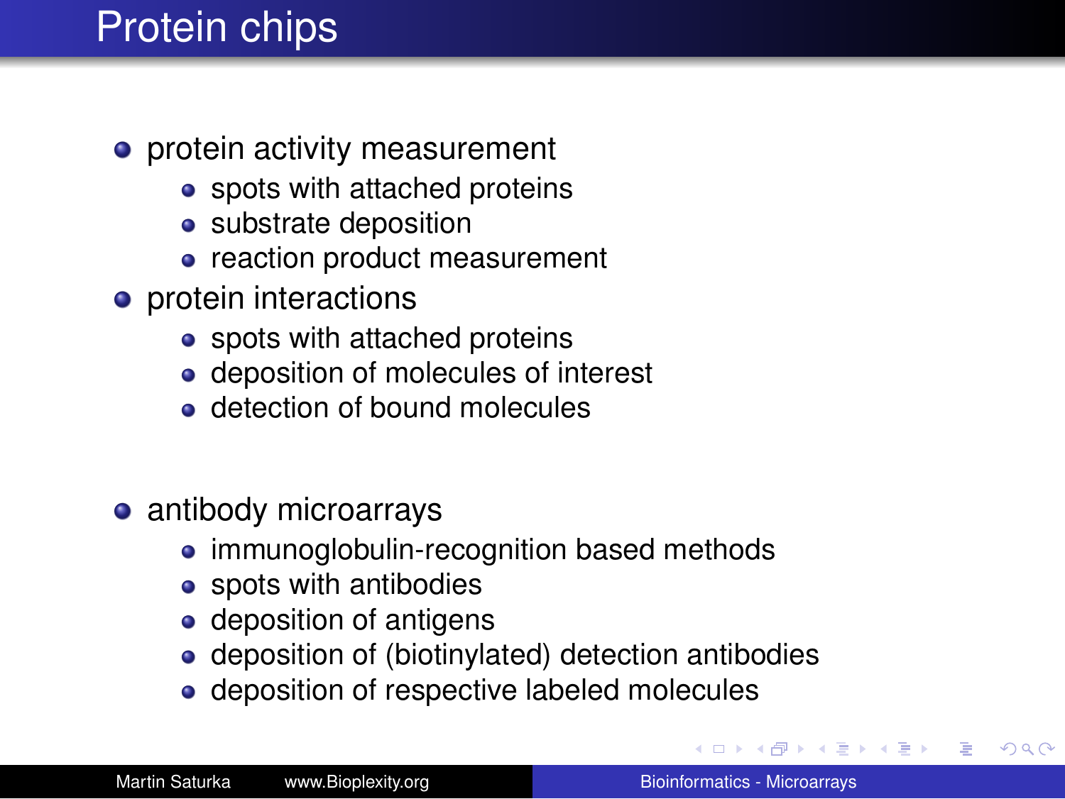# Protein chips

- protein activity measurement
  - spots with attached proteins
  - substrate deposition
  - reaction product measurement
- protein interactions
  - spots with attached proteins
  - deposition of molecules of interest
  - detection of bound molecules

- antibody microarrays
  - immunoglobulin-recognition based methods
  - spots with antibodies
  - deposition of antigens
  - deposition of (biotinylated) detection antibodies
  - deposition of respective labeled molecules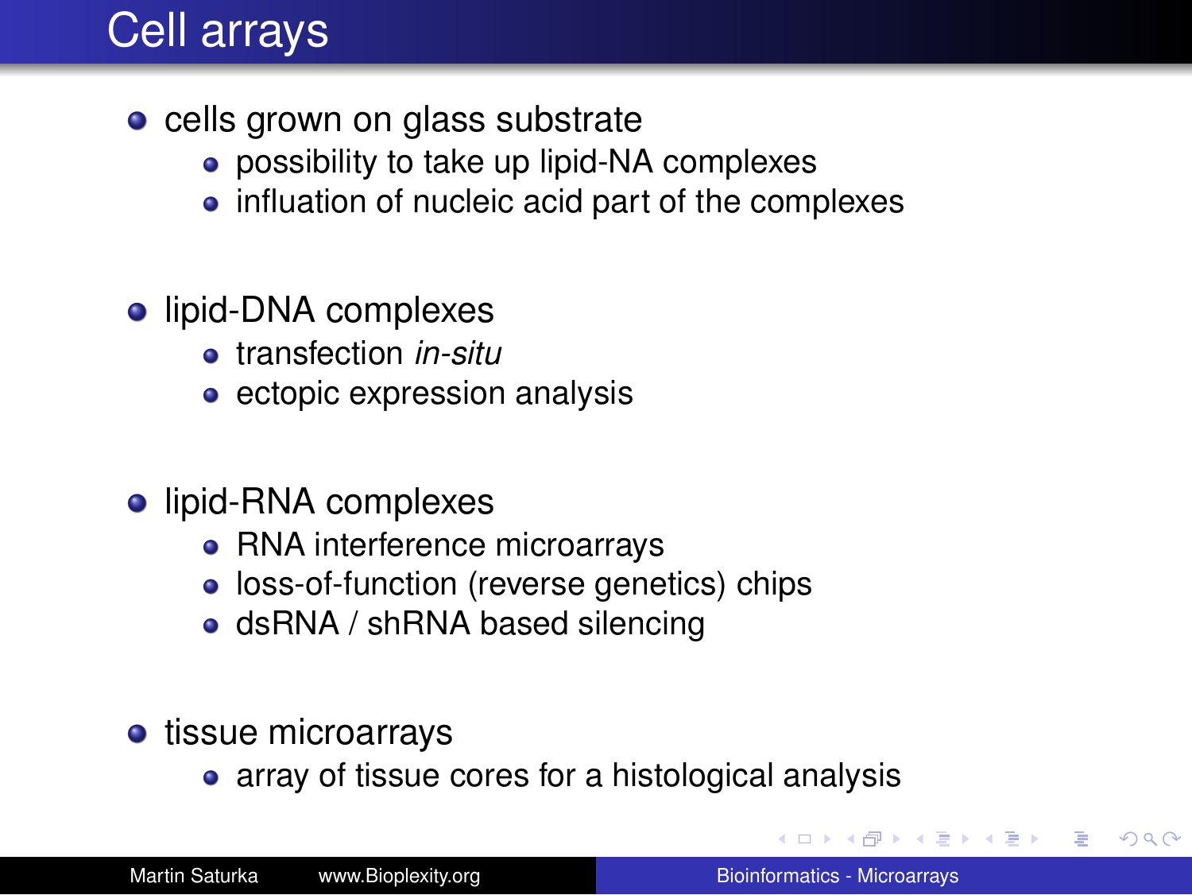# Cell arrays

- cells grown on glass substrate
  - possibility to take up lipid-NA complexes
  - influation of nucleic acid part of the complexes
- lipid-DNA complexes
  - transfection *in-situ*
  - ectopic expression analysis
- lipid-RNA complexes
  - RNA interference microarrays
  - loss-of-function (reverse genetics) chips
  - dsRNA / shRNA based silencing
- tissue microarrays
  - array of tissue cores for a histological analysis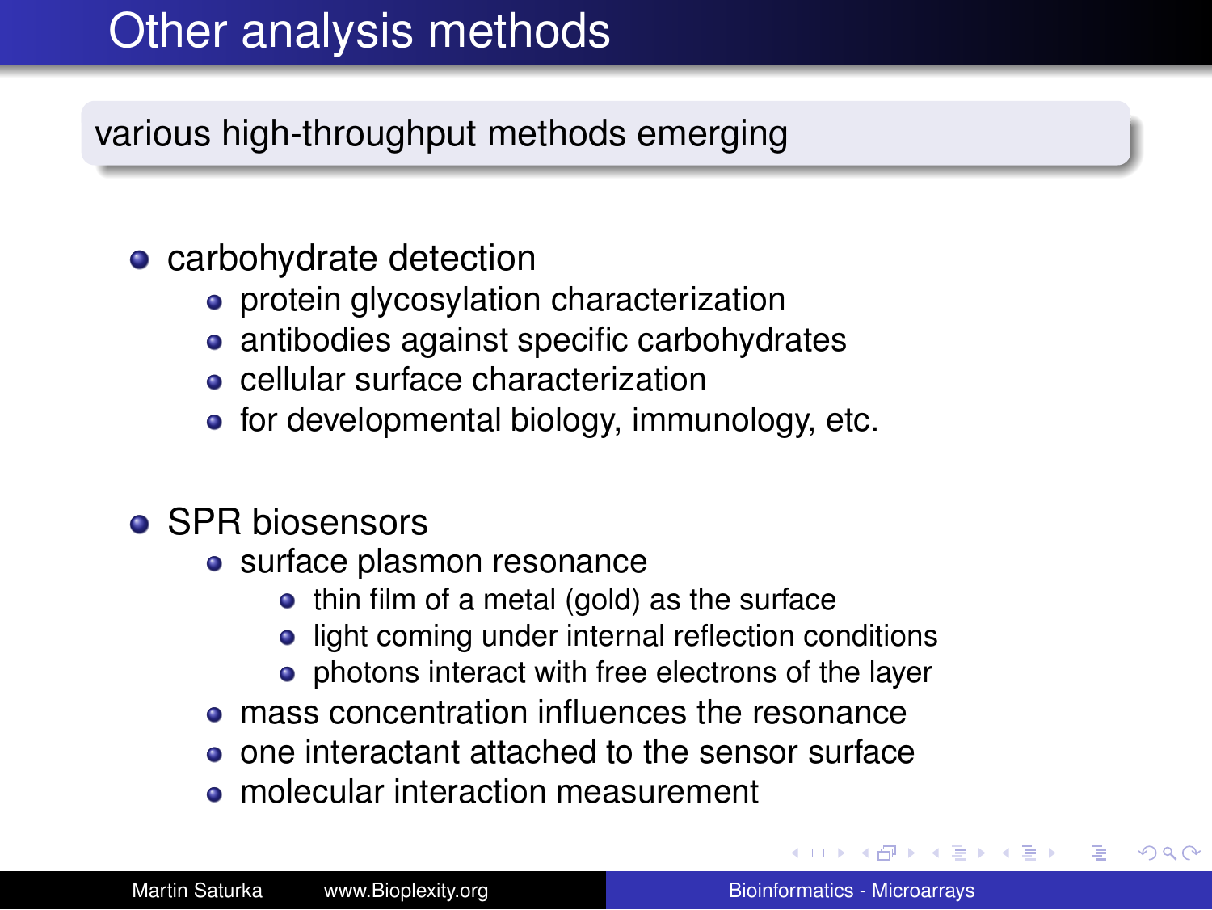# Other analysis methods

**various high-throughput methods emerging**

- carbohydrate detection
  - protein glycosylation characterization
  - antibodies against specific carbohydrates
  - cellular surface characterization
  - for developmental biology, immunology, etc.

- SPR biosensors
  - surface plasmon resonance
    - thin film of a metal (gold) as the surface
    - light coming under internal reflection conditions
    - photons interact with free electrons of the layer
  - mass concentration influences the resonance
  - one interactant attached to the sensor surface
  - molecular interaction measurement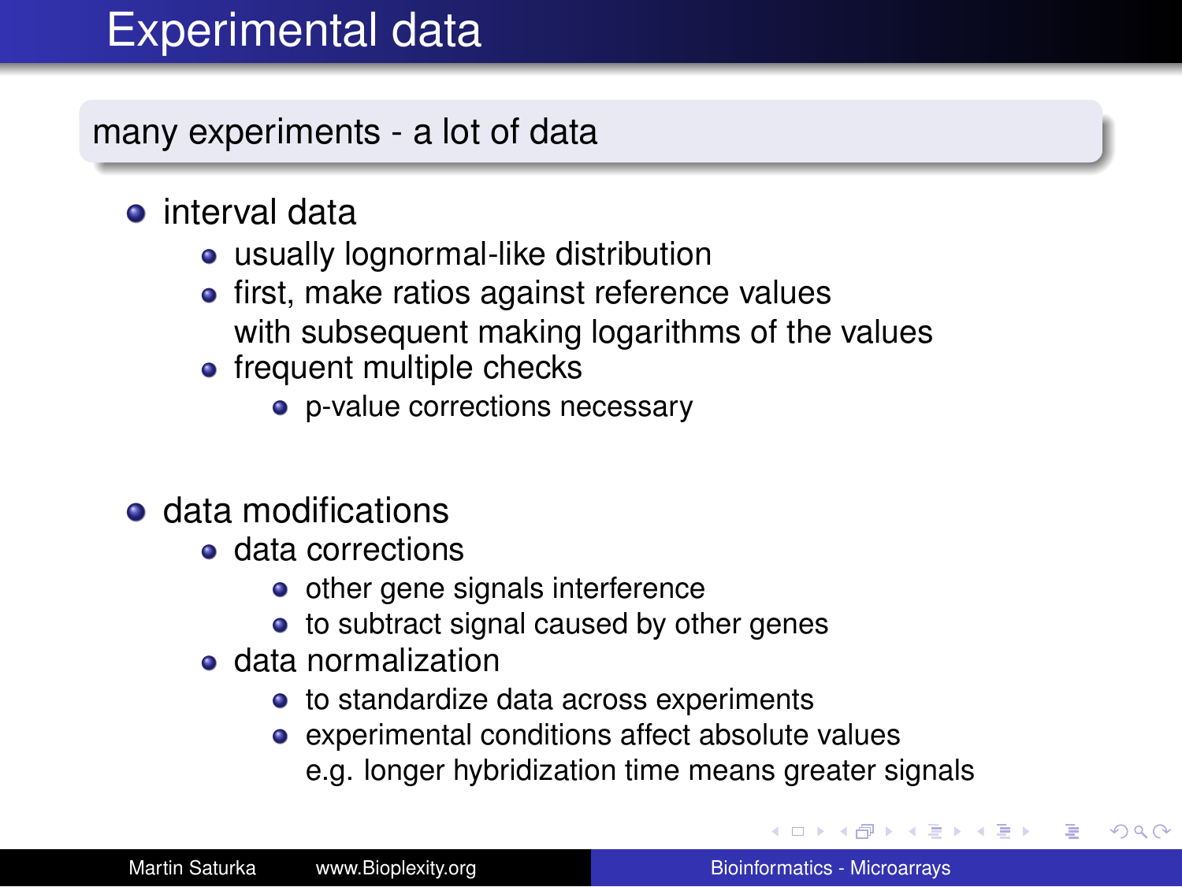# Experimental data

## many experiments - a lot of data

- interval data
  - usually lognormal-like distribution
  - first, make ratios against reference values
    with subsequent making logarithms of the values
  - frequent multiple checks
    - p-value corrections necessary

- data modifications
  - data corrections
    - other gene signals interference
    - to subtract signal caused by other genes
  - data normalization
    - to standardize data across experiments
    - experimental conditions affect absolute values
      e.g. longer hybridization time means greater signals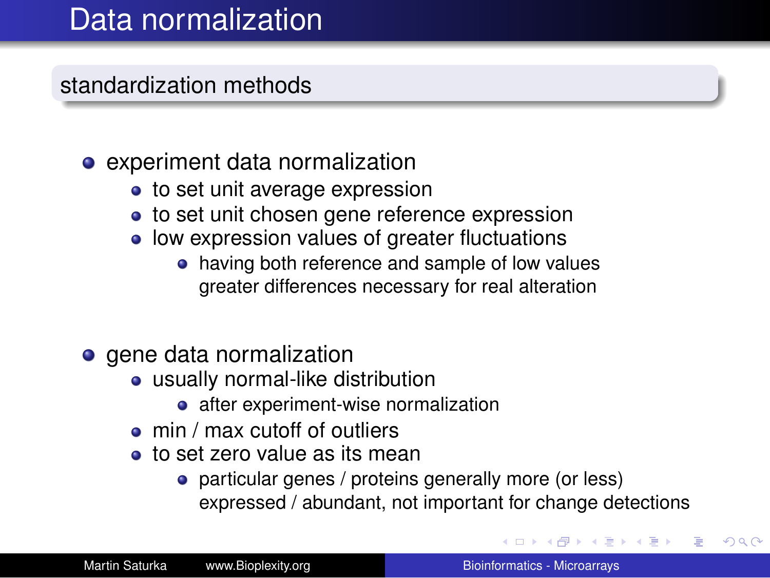# Data normalization

## standardization methods

- experiment data normalization
  - to set unit average expression
  - to set unit chosen gene reference expression
  - low expression values of greater fluctuations
    - having both reference and sample of low values greater differences necessary for real alteration

- gene data normalization
  - usually normal-like distribution
    - after experiment-wise normalization
  - min / max cutoff of outliers
  - to set zero value as its mean
    - particular genes / proteins generally more (or less) expressed / abundant, not important for change detections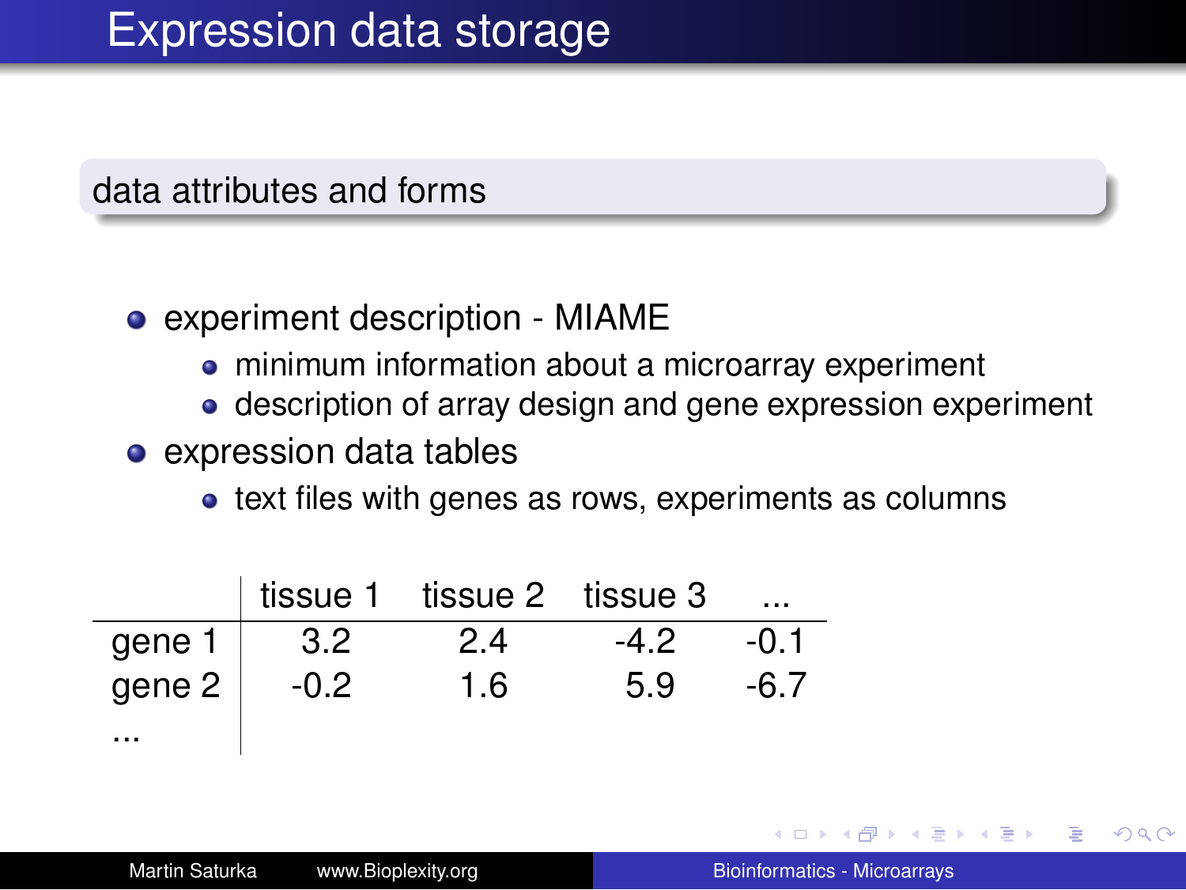# Expression data storage

## data attributes and forms

- experiment description - MIAME
  - minimum information about a microarray experiment
  - description of array design and gene expression experiment
- expression data tables
  - text files with genes as rows, experiments as columns

| | tissue 1 | tissue 2 | tissue 3 | ... |
|---|---|---|---|---|
| gene 1 | 3.2 | 2.4 | -4.2 | -0.1 |
| gene 2 | -0.2 | 1.6 | 5.9 | -6.7 |
| ... | | | | |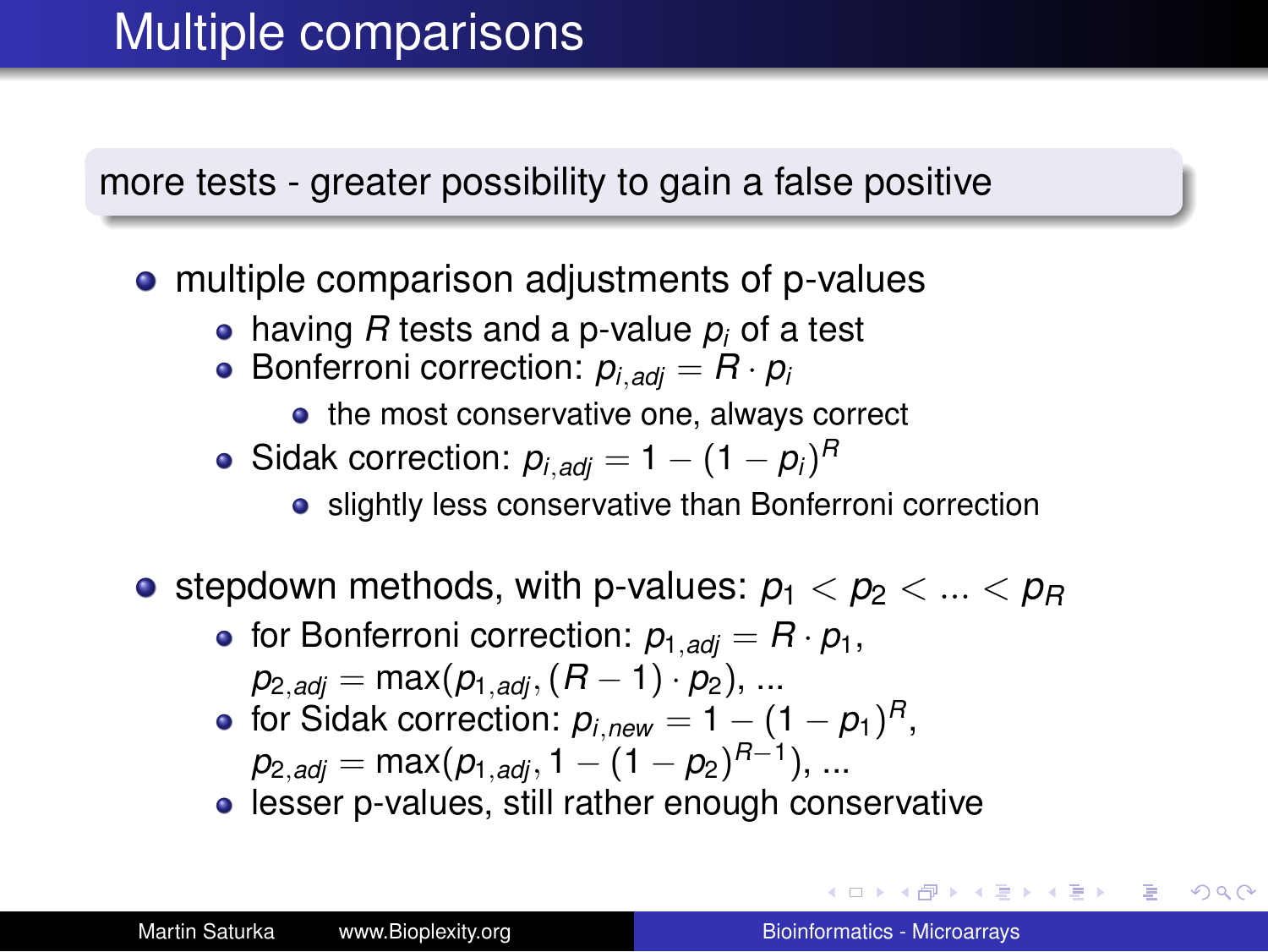# Multiple comparisons

**more tests - greater possibility to gain a false positive**

- multiple comparison adjustments of p-values
  - having $R$ tests and a p-value $p_i$ of a test
  - Bonferroni correction: $p_{i,adj} = R \cdot p_i$
    - the most conservative one, always correct
  - Sidak correction: $p_{i,adj} = 1 - (1 - p_i)^R$
    - slightly less conservative than Bonferroni correction
- stepdown methods, with p-values: $p_1 < p_2 < ... < p_R$
  - for Bonferroni correction: $p_{1,adj} = R \cdot p_1$, $p_{2,adj} = \max(p_{1,adj}, (R-1) \cdot p_2)$, ...
  - for Sidak correction: $p_{i,new} = 1 - (1 - p_1)^R$, $p_{2,adj} = \max(p_{1,adj}, 1 - (1 - p_2)^{R-1})$, ...
  - lesser p-values, still rather enough conservative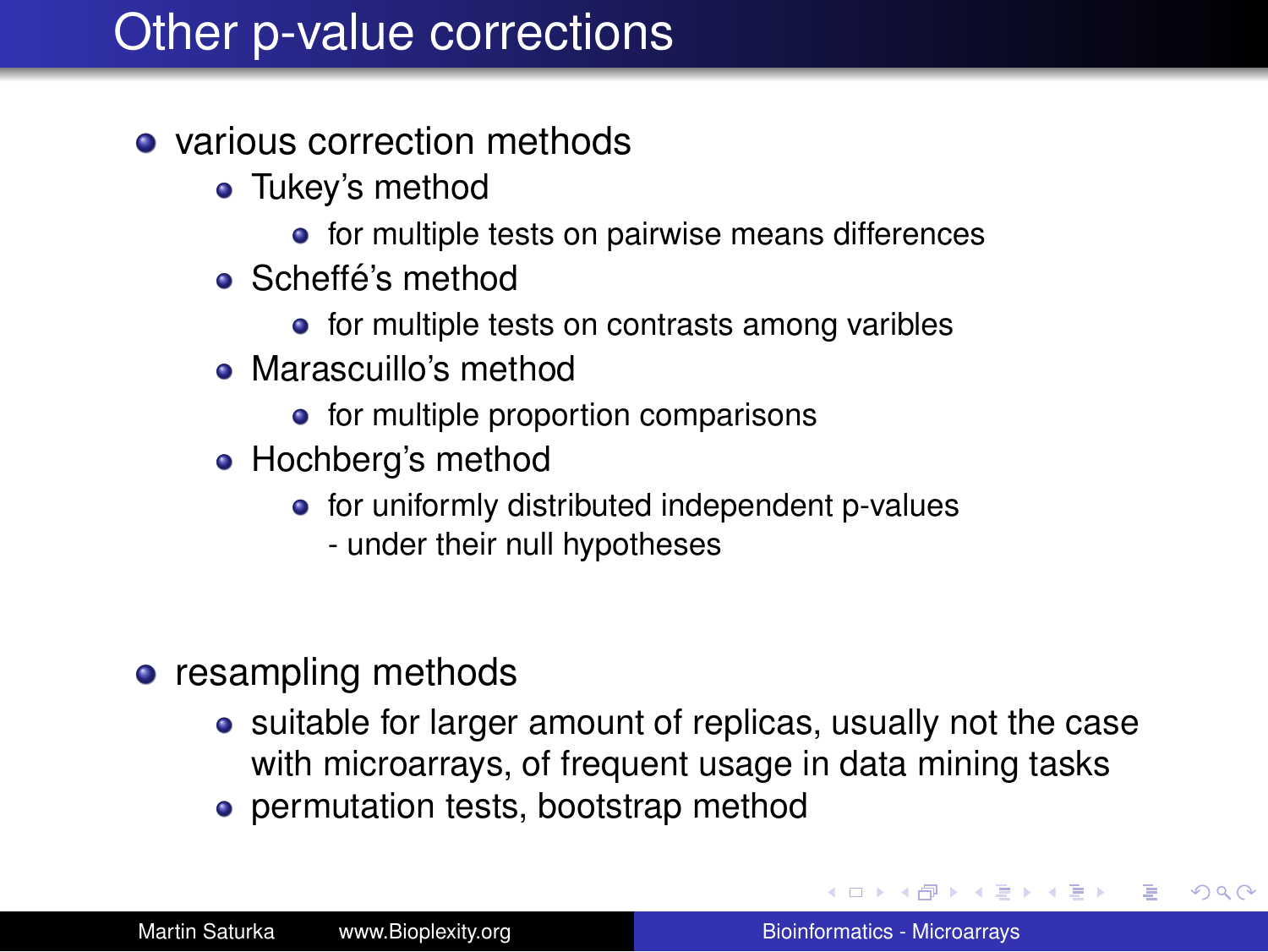# Other p-value corrections

- various correction methods
  - Tukey's method
    - for multiple tests on pairwise means differences
  - Scheffé's method
    - for multiple tests on contrasts among varibles
  - Marascuillo's method
    - for multiple proportion comparisons
  - Hochberg's method
    - for uniformly distributed independent p-values - under their null hypotheses
- resampling methods
  - suitable for larger amount of replicas, usually not the case with microarrays, of frequent usage in data mining tasks
  - permutation tests, bootstrap method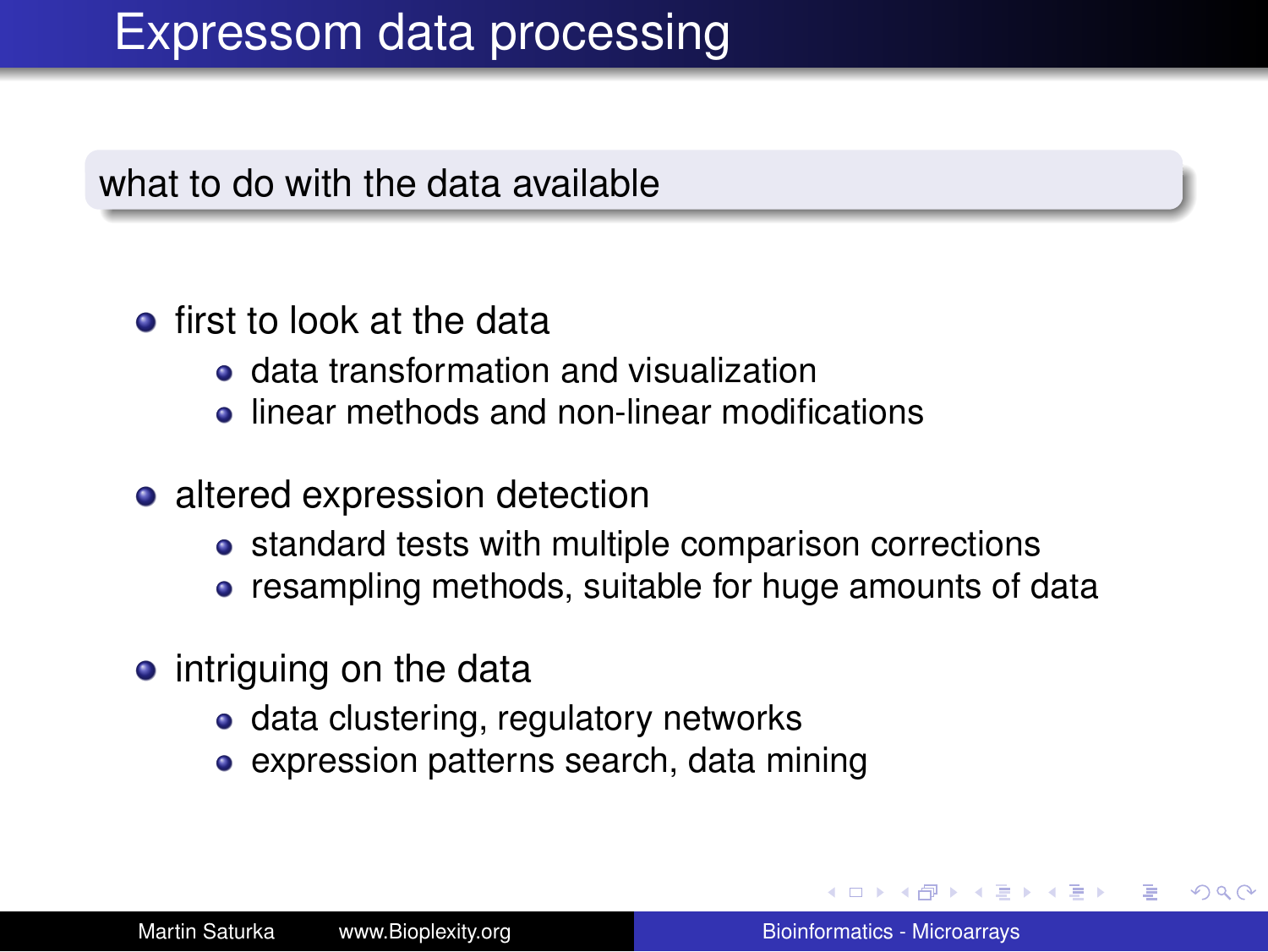# Expressom data processing

## what to do with the data available

- first to look at the data
  - data transformation and visualization
  - linear methods and non-linear modifications
- altered expression detection
  - standard tests with multiple comparison corrections
  - resampling methods, suitable for huge amounts of data
- intriguing on the data
  - data clustering, regulatory networks
  - expression patterns search, data mining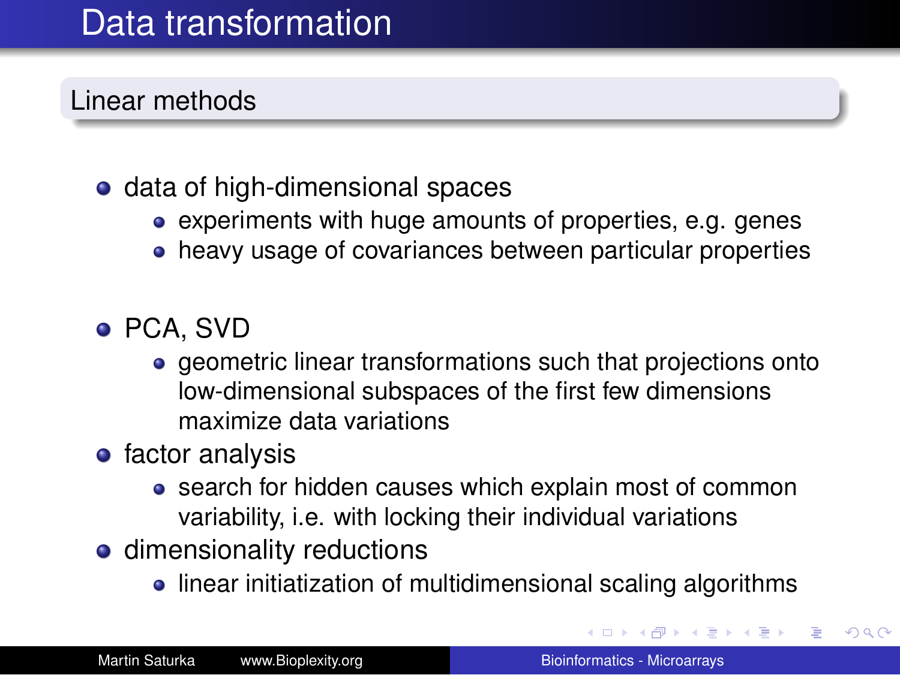# Data transformation

## Linear methods

- data of high-dimensional spaces
  - experiments with huge amounts of properties, e.g. genes
  - heavy usage of covariances between particular properties

- PCA, SVD
  - geometric linear transformations such that projections onto low-dimensional subspaces of the first few dimensions maximize data variations
- factor analysis
  - search for hidden causes which explain most of common variability, i.e. with locking their individual variations
- dimensionality reductions
  - linear initiatization of multidimensional scaling algorithms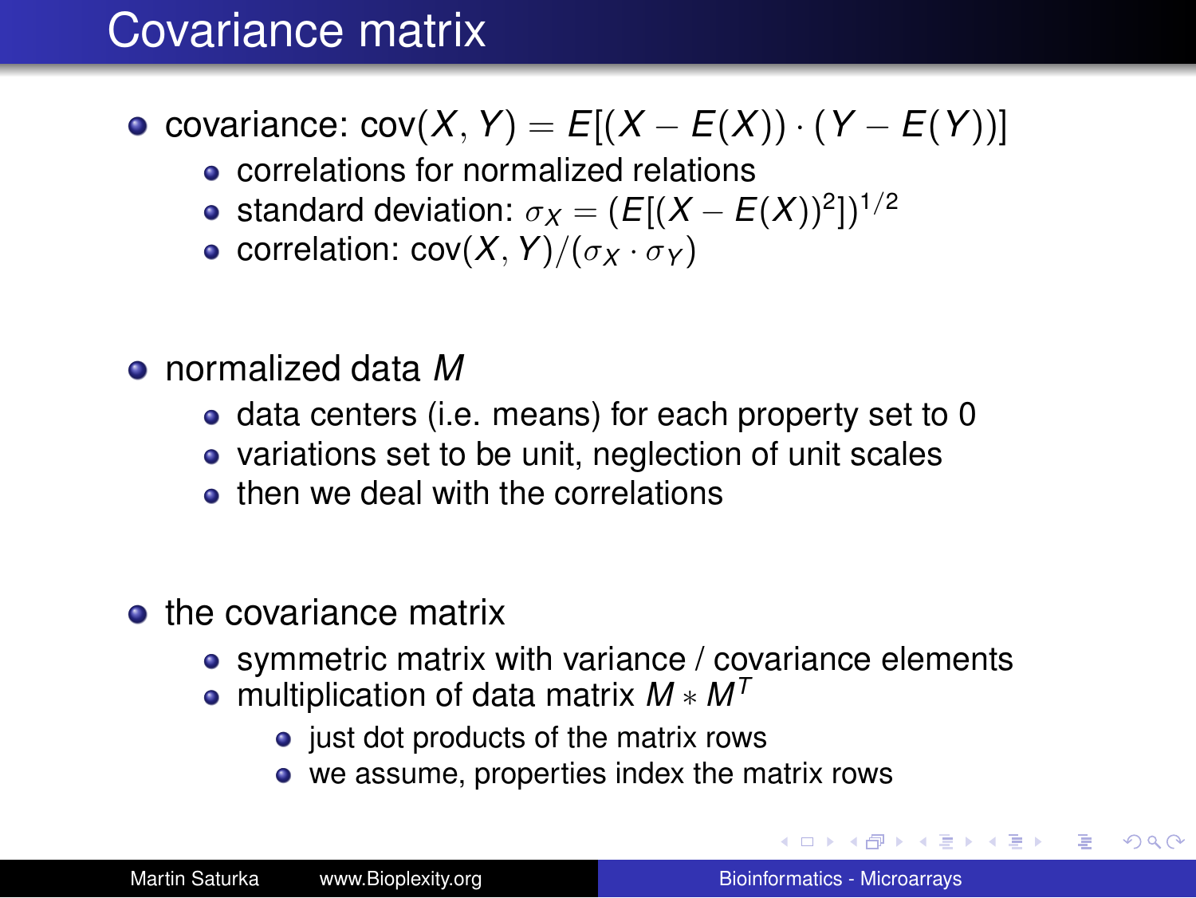# Covariance matrix

- covariance: $\text{cov}(X, Y) = E[(X - E(X)) \cdot (Y - E(Y))]$
  - correlations for normalized relations
  - standard deviation: $\sigma_X = (E[(X - E(X))^2])^{1/2}$
  - correlation: $\text{cov}(X, Y)/(\sigma_X \cdot \sigma_Y)$

- normalized data $M$
  - data centers (i.e. means) for each property set to 0
  - variations set to be unit, neglection of unit scales
  - then we deal with the correlations

- the covariance matrix
  - symmetric matrix with variance / covariance elements
  - multiplication of data matrix $M * M^T$
    - just dot products of the matrix rows
    - we assume, properties index the matrix rows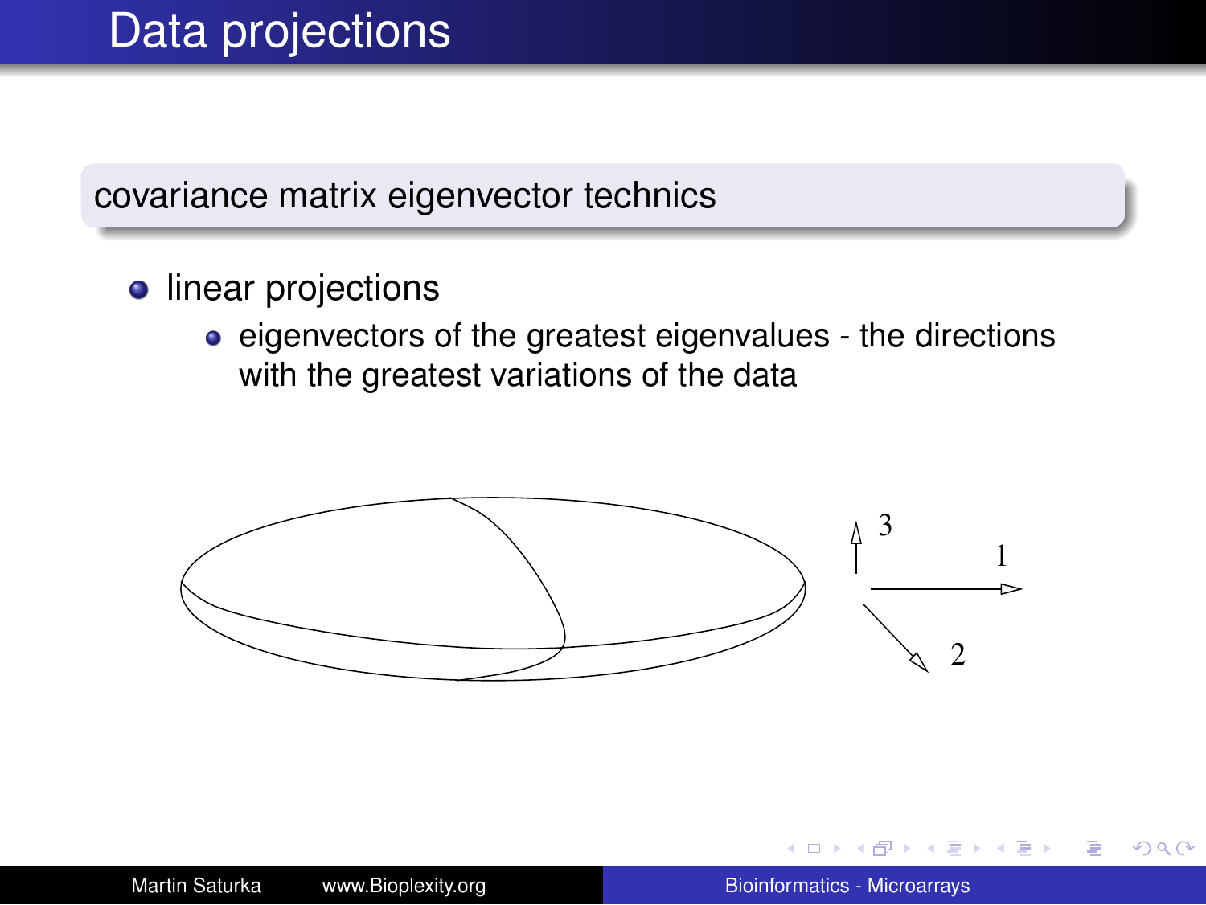# Data projections

## covariance matrix eigenvector technics

- linear projections
  - eigenvectors of the greatest eigenvalues - the directions with the greatest variations of the data

3

1

2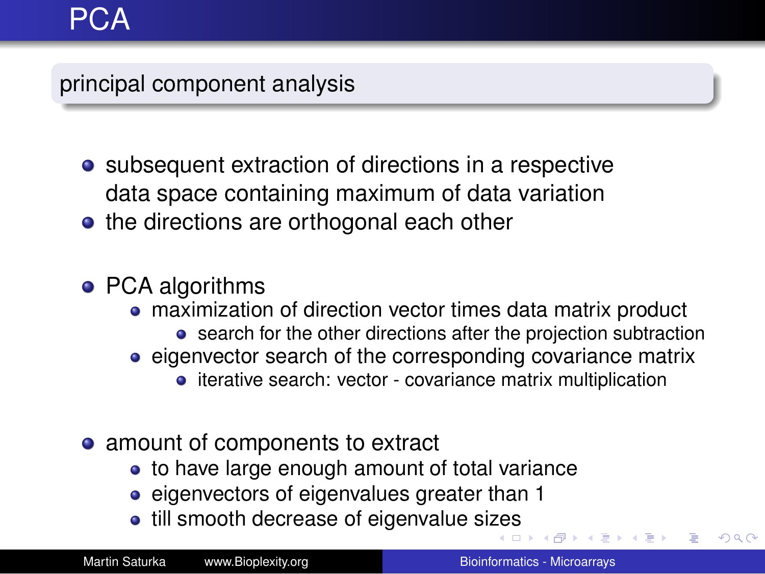# PCA

## principal component analysis

- subsequent extraction of directions in a respective data space containing maximum of data variation
- the directions are orthogonal each other

- PCA algorithms
  - maximization of direction vector times data matrix product
    - search for the other directions after the projection subtraction
  - eigenvector search of the corresponding covariance matrix
    - iterative search: vector - covariance matrix multiplication

- amount of components to extract
  - to have large enough amount of total variance
  - eigenvectors of eigenvalues greater than 1
  - till smooth decrease of eigenvalue sizes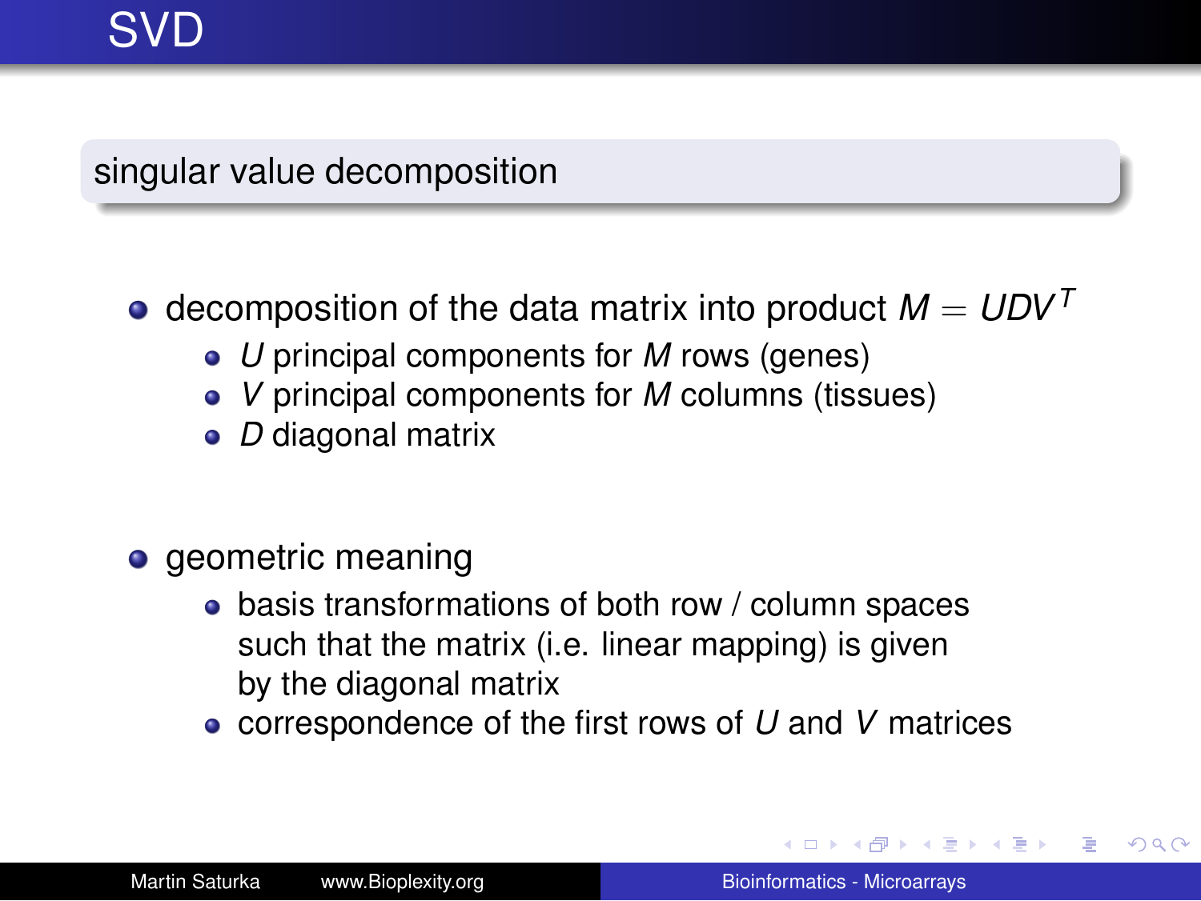# SVD

## singular value decomposition

- decomposition of the data matrix into product $M = UDV^T$
  - $U$ principal components for $M$ rows (genes)
  - $V$ principal components for $M$ columns (tissues)
  - $D$ diagonal matrix

- geometric meaning
  - basis transformations of both row / column spaces such that the matrix (i.e. linear mapping) is given by the diagonal matrix
  - correspondence of the first rows of $U$ and $V$ matrices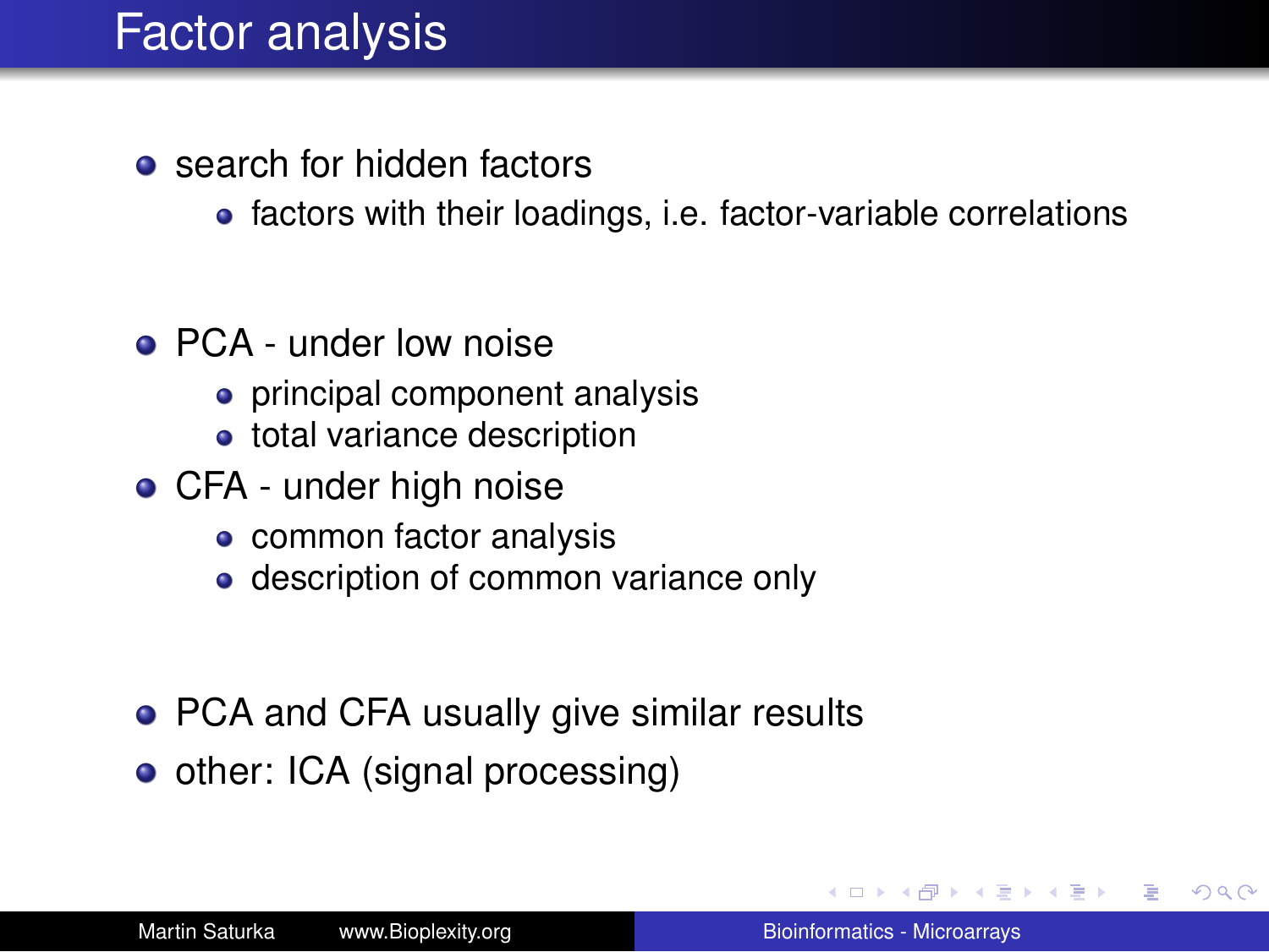# Factor analysis

- search for hidden factors
  - factors with their loadings, i.e. factor-variable correlations

- PCA - under low noise
  - principal component analysis
  - total variance description
- CFA - under high noise
  - common factor analysis
  - description of common variance only

- PCA and CFA usually give similar results
- other: ICA (signal processing)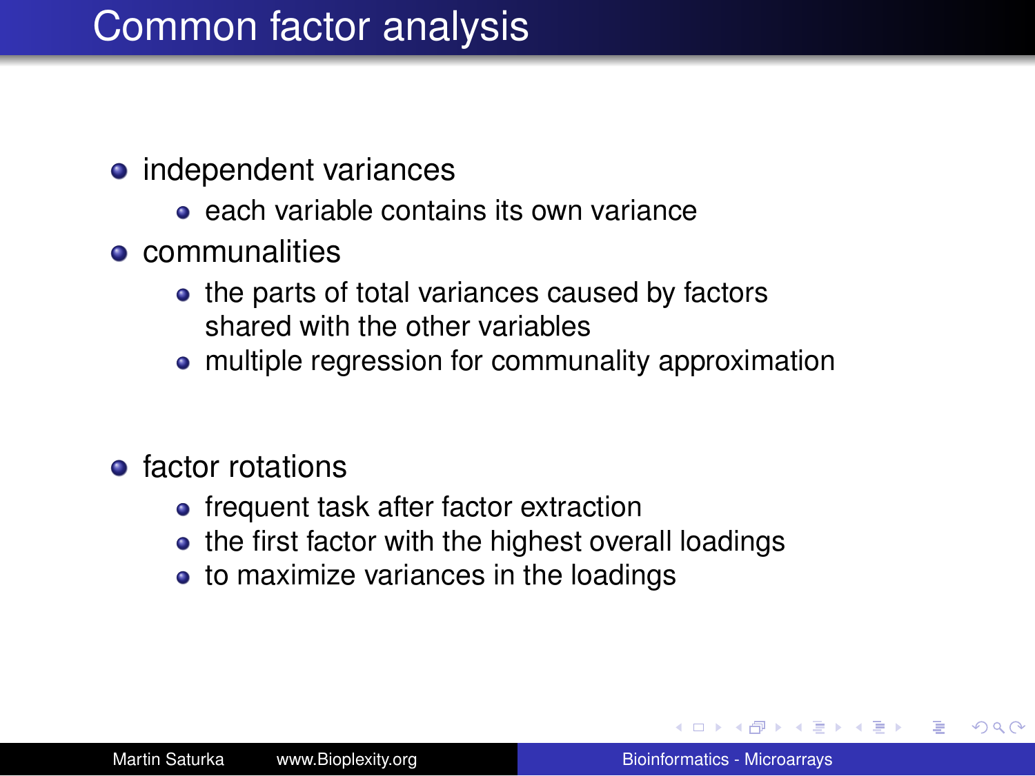# Common factor analysis

- independent variances
  - each variable contains its own variance
- communalities
  - the parts of total variances caused by factors shared with the other variables
  - multiple regression for communality approximation
- factor rotations
  - frequent task after factor extraction
  - the first factor with the highest overall loadings
  - to maximize variances in the loadings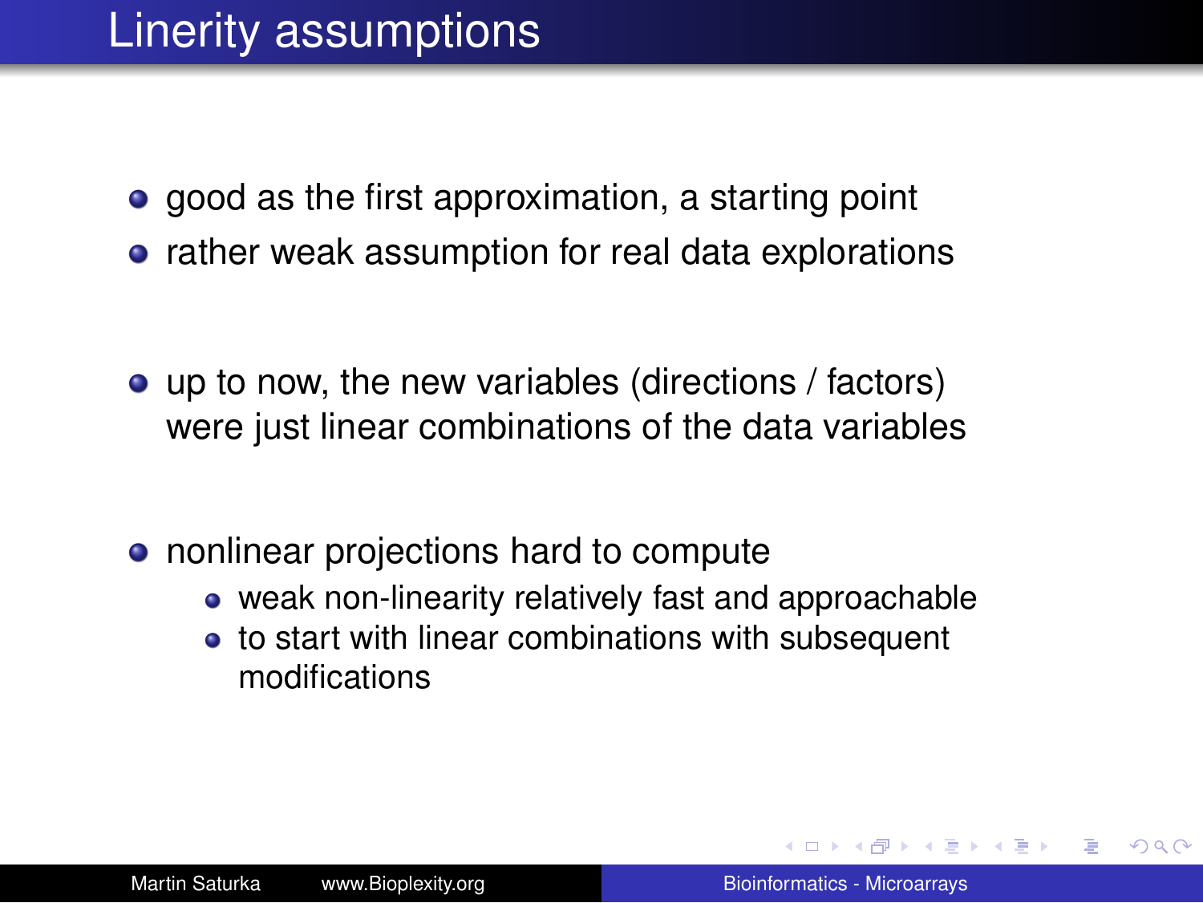# Linerity assumptions

- good as the first approximation, a starting point
- rather weak assumption for real data explorations

- up to now, the new variables (directions / factors) were just linear combinations of the data variables

- nonlinear projections hard to compute
  - weak non-linearity relatively fast and approachable
  - to start with linear combinations with subsequent modifications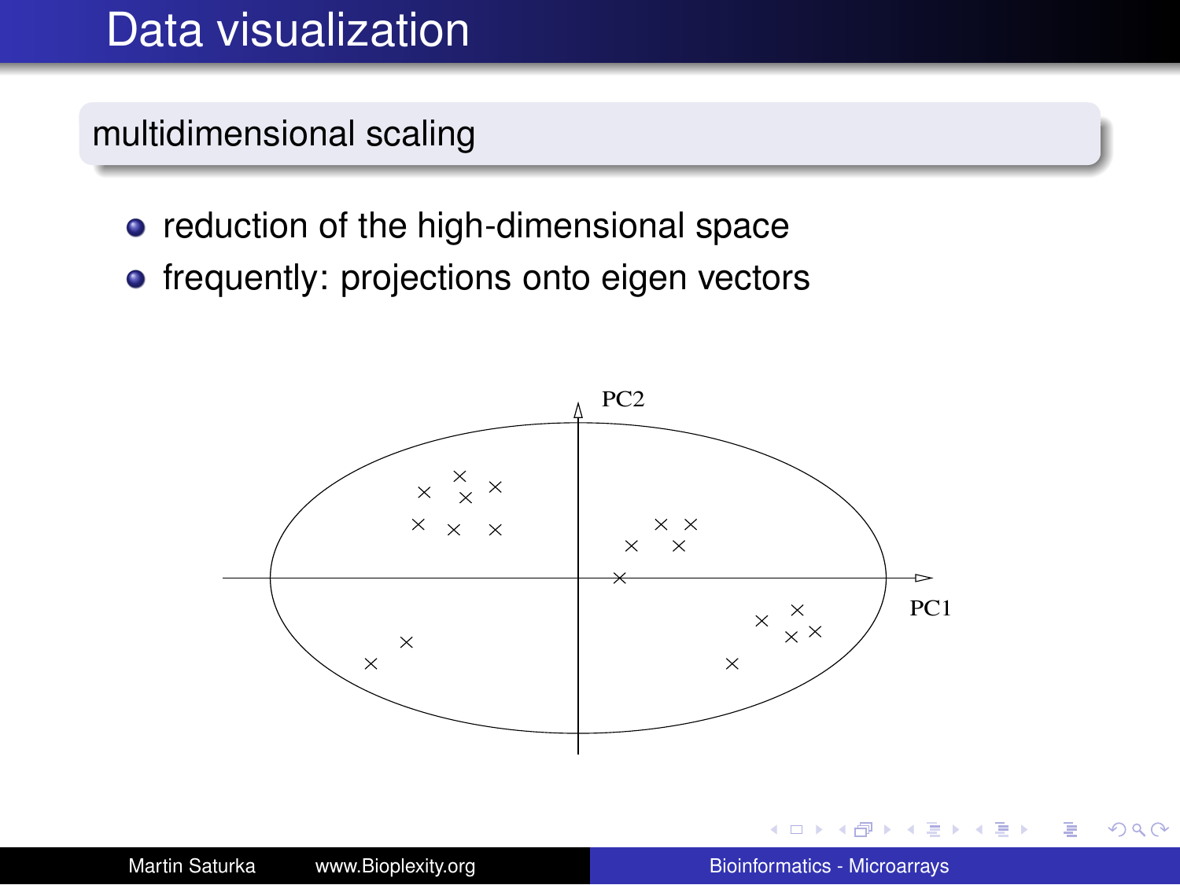# Data visualization

## multidimensional scaling

- reduction of the high-dimensional space
- frequently: projections onto eigen vectors

PC2

PC1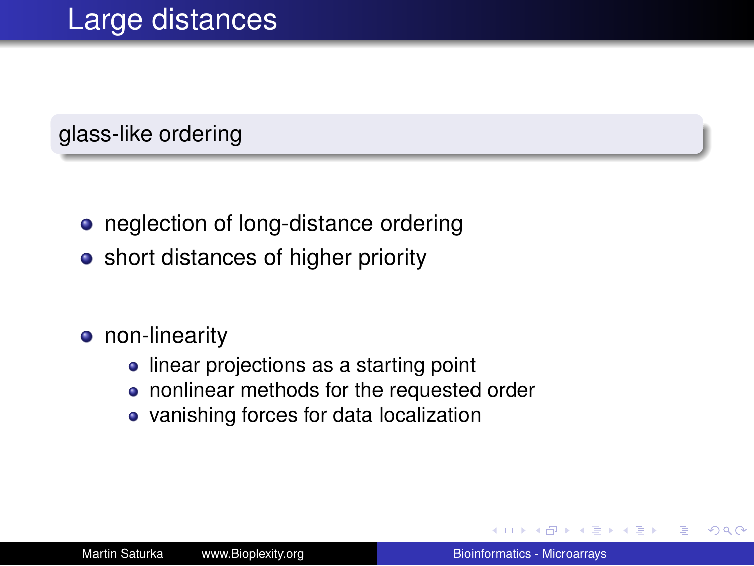# Large distances

**glass-like ordering**

- neglection of long-distance ordering
- short distances of higher priority

- non-linearity
  - linear projections as a starting point
  - nonlinear methods for the requested order
  - vanishing forces for data localization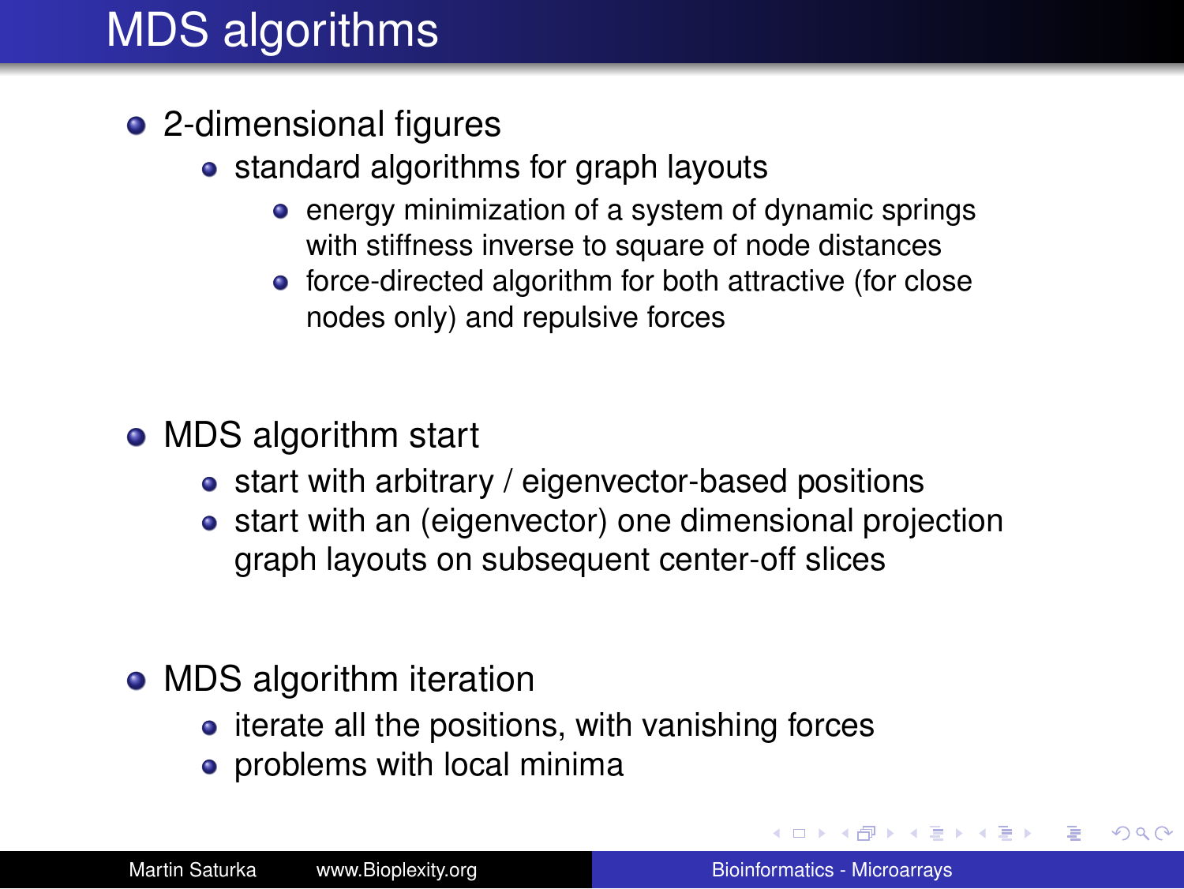# MDS algorithms

- 2-dimensional figures
  - standard algorithms for graph layouts
    - energy minimization of a system of dynamic springs with stiffness inverse to square of node distances
    - force-directed algorithm for both attractive (for close nodes only) and repulsive forces
- MDS algorithm start
  - start with arbitrary / eigenvector-based positions
  - start with an (eigenvector) one dimensional projection graph layouts on subsequent center-off slices
- MDS algorithm iteration
  - iterate all the positions, with vanishing forces
  - problems with local minima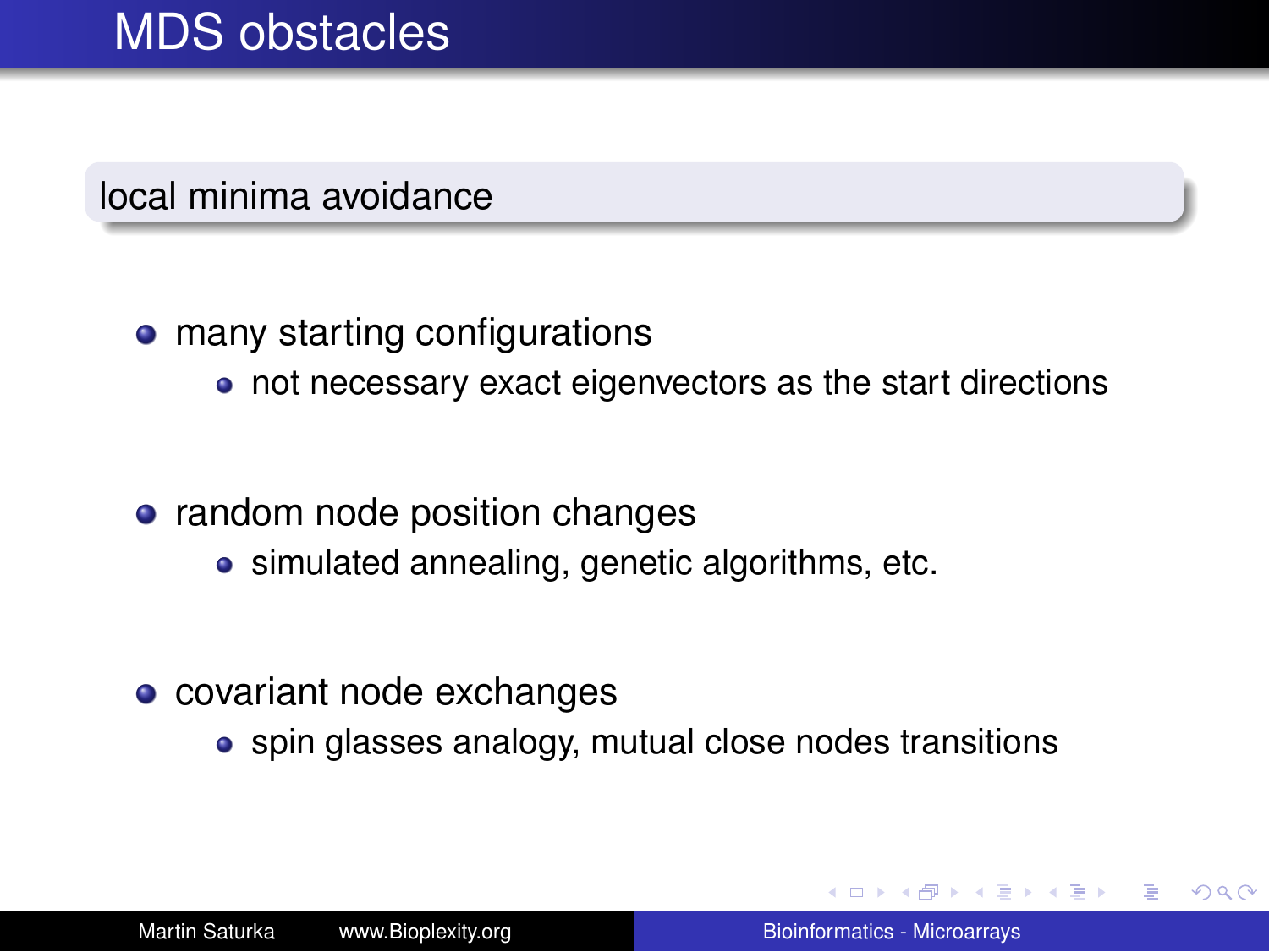# MDS obstacles

## local minima avoidance

- many starting configurations
  - not necessary exact eigenvectors as the start directions
- random node position changes
  - simulated annealing, genetic algorithms, etc.
- covariant node exchanges
  - spin glasses analogy, mutual close nodes transitions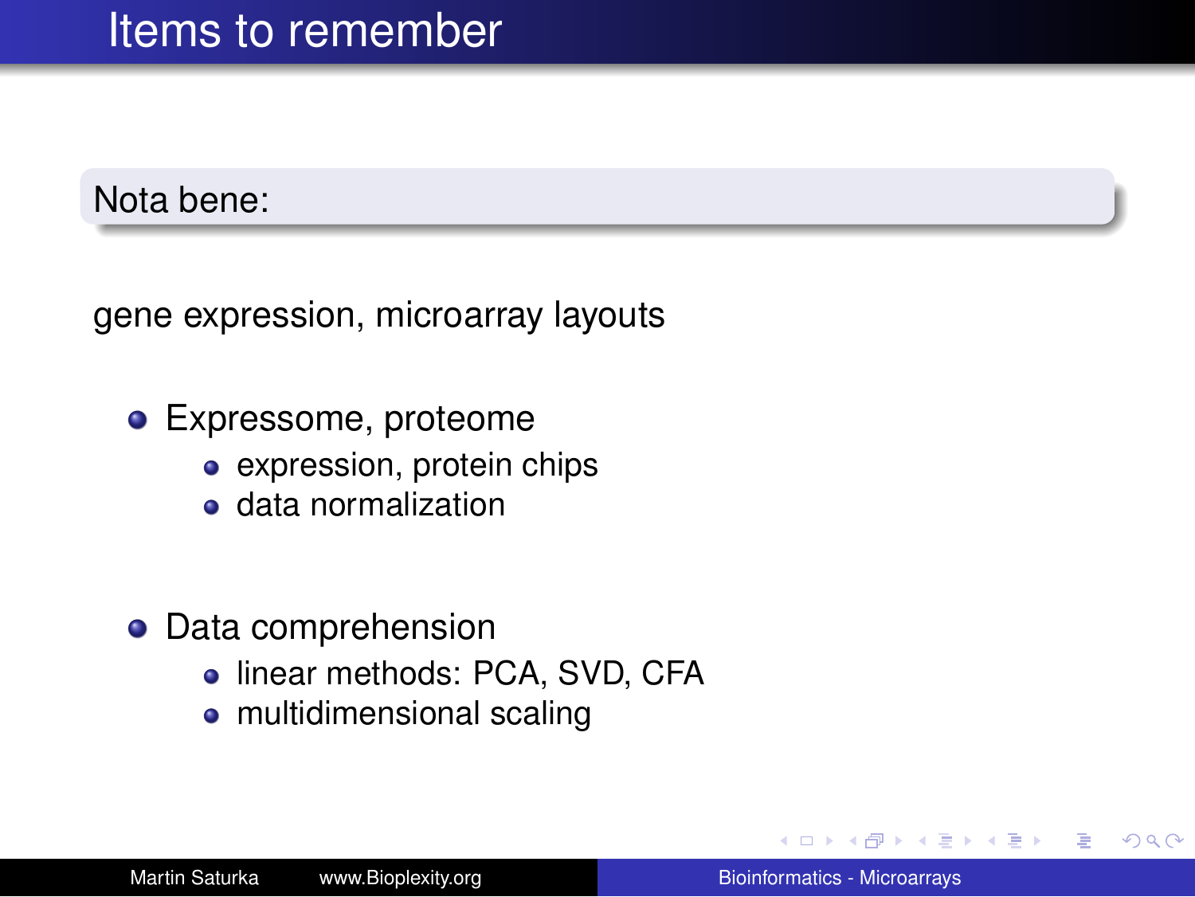# Items to remember

**Nota bene:**

gene expression, microarray layouts

- Expressome, proteome
  - expression, protein chips
  - data normalization

- Data comprehension
  - linear methods: PCA, SVD, CFA
  - multidimensional scaling